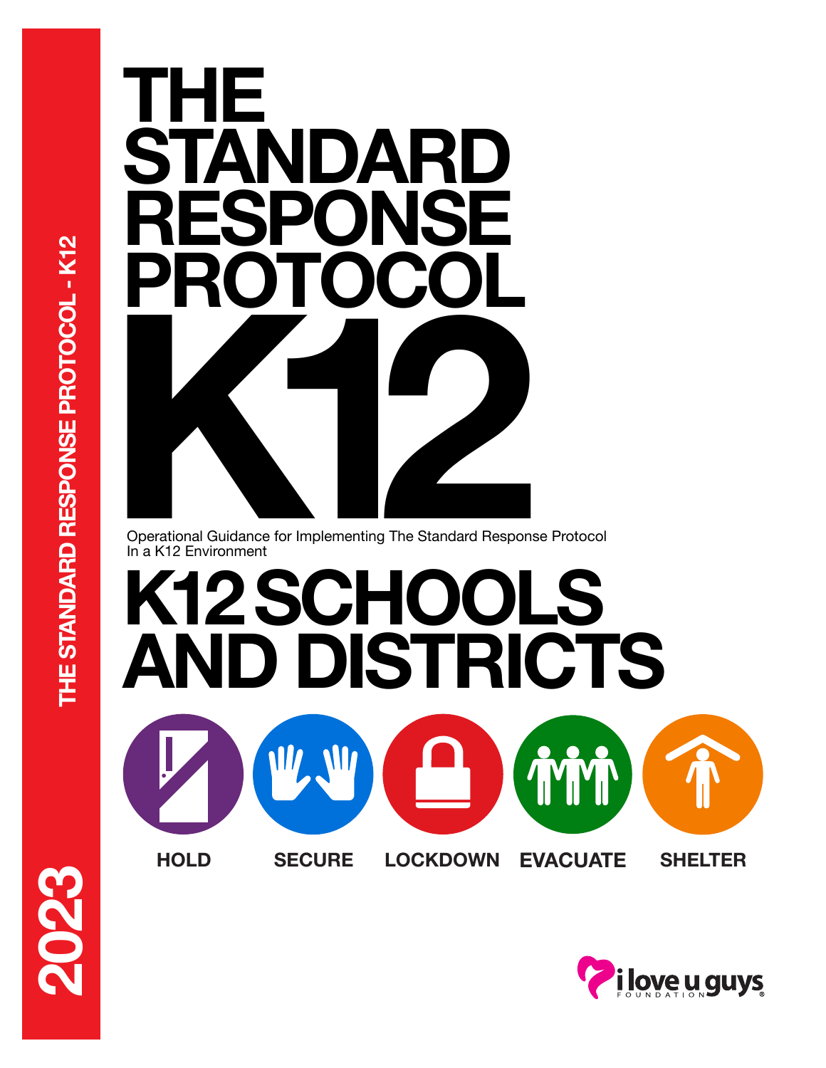# THE STANDARD RESPONSE PROTOCOL K12

Operational Guidance for Implementing The Standard Response Protocol In a K12 Environment

# K12 SCHOOLS AND DISTRICTS

HOLD SECURE LOCKDOWN EVACUATE SHELTER

i love u guys FOUNDATION®

THE STANDARD RESPONSE PROTOCOL - K12

2023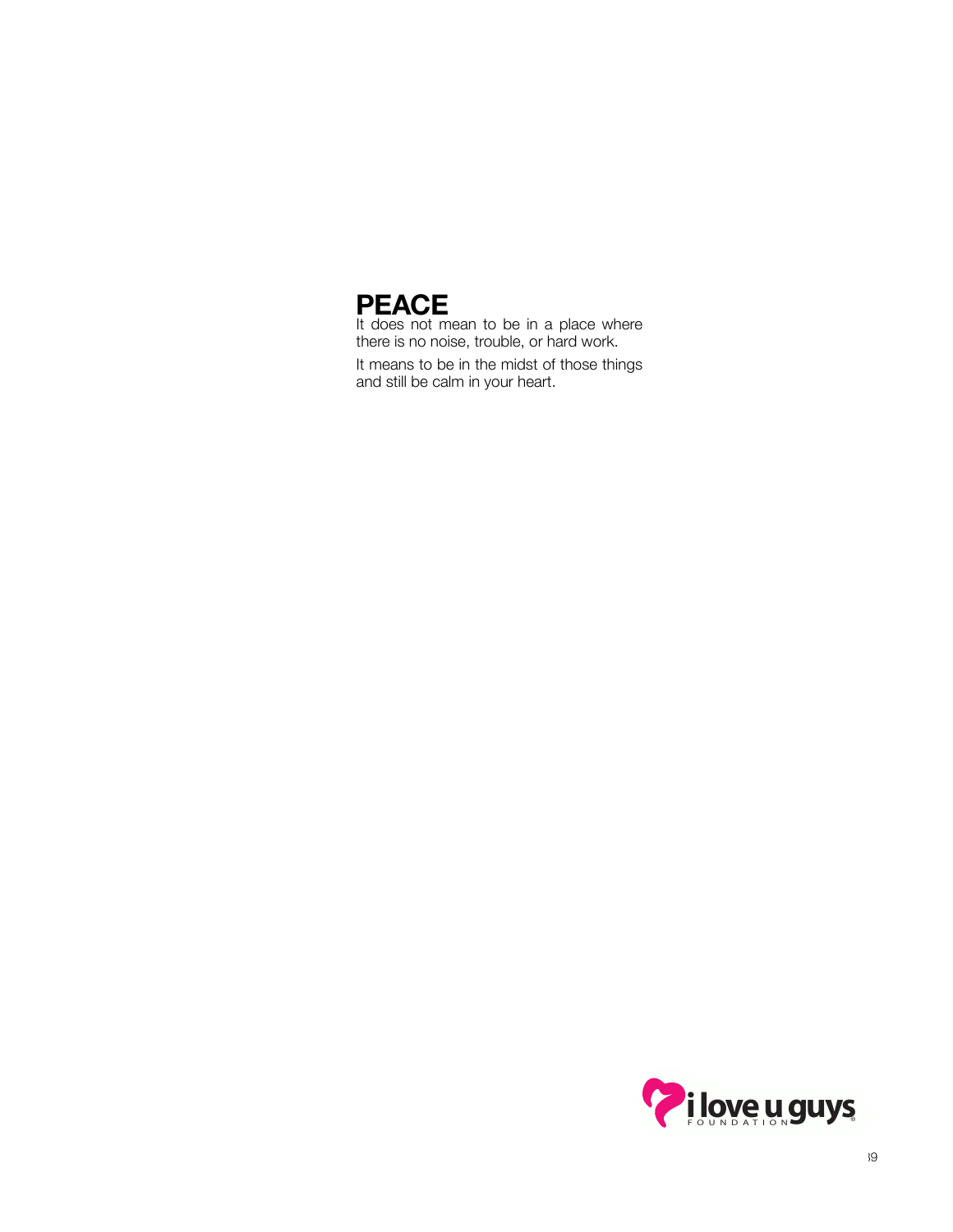# PEACE

It does not mean to be in a place where there is no noise, trouble, or hard work.

It means to be in the midst of those things and still be calm in your heart.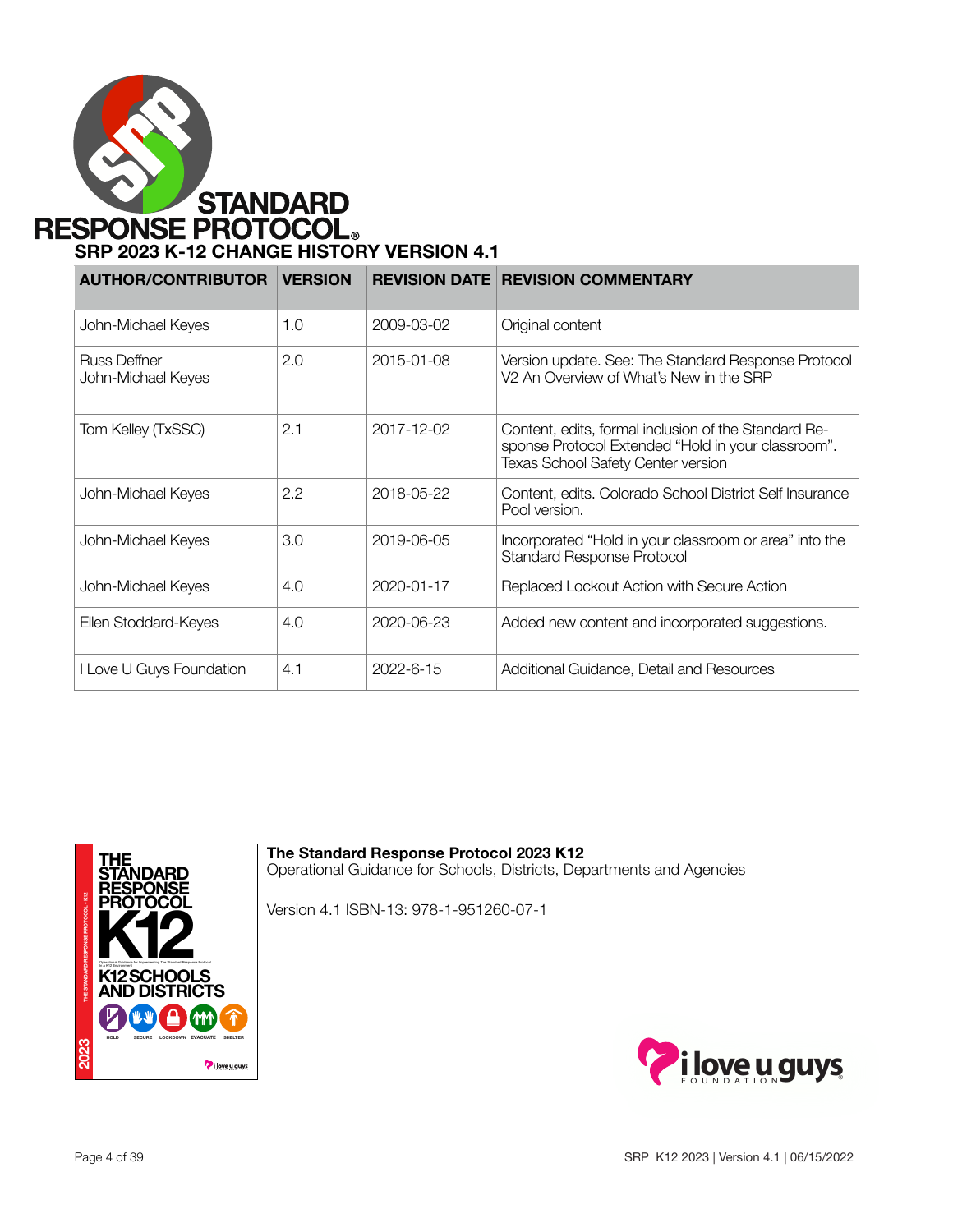# STANDARD RESPONSE PROTOCOL®

## SRP 2023 K-12 CHANGE HISTORY VERSION 4.1

| AUTHOR/CONTRIBUTOR | VERSION | REVISION DATE | REVISION COMMENTARY |
|---|---|---|---|
| John-Michael Keyes | 1.0 | 2009-03-02 | Original content |
| Russ Deffner<br>John-Michael Keyes | 2.0 | 2015-01-08 | Version update. See: The Standard Response Protocol V2 An Overview of What's New in the SRP |
| Tom Kelley (TxSSC) | 2.1 | 2017-12-02 | Content, edits, formal inclusion of the Standard Response Protocol Extended "Hold in your classroom". Texas School Safety Center version |
| John-Michael Keyes | 2.2 | 2018-05-22 | Content, edits. Colorado School District Self Insurance Pool version. |
| John-Michael Keyes | 3.0 | 2019-06-05 | Incorporated "Hold in your classroom or area" into the Standard Response Protocol |
| John-Michael Keyes | 4.0 | 2020-01-17 | Replaced Lockout Action with Secure Action |
| Ellen Stoddard-Keyes | 4.0 | 2020-06-23 | Added new content and incorporated suggestions. |
| I Love U Guys Foundation | 4.1 | 2022-6-15 | Additional Guidance, Detail and Resources |

**The Standard Response Protocol 2023 K12**
Operational Guidance for Schools, Districts, Departments and Agencies

Version 4.1 ISBN-13: 978-1-951260-07-1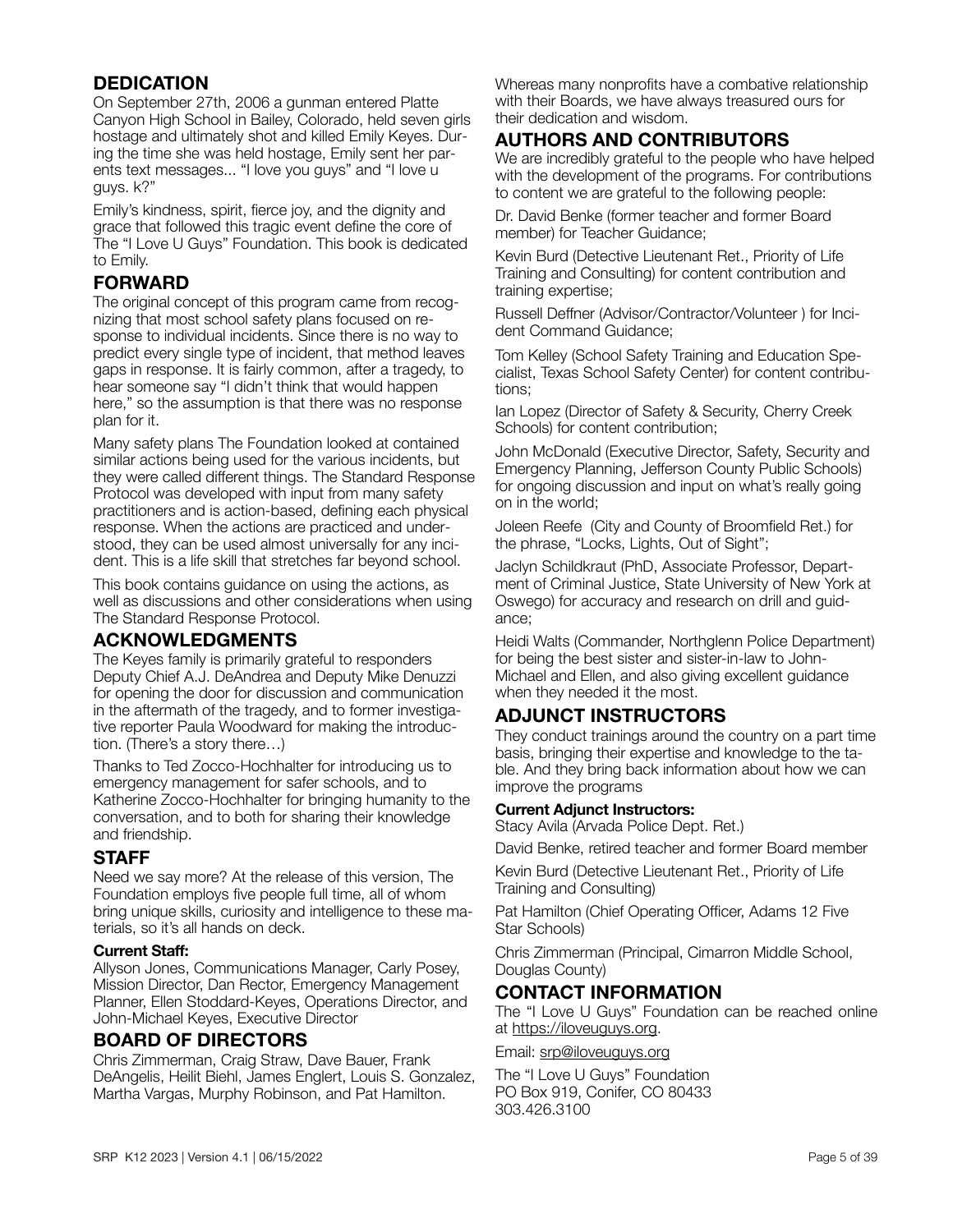## DEDICATION

On September 27th, 2006 a gunman entered Platte Canyon High School in Bailey, Colorado, held seven girls hostage and ultimately shot and killed Emily Keyes. During the time she was held hostage, Emily sent her parents text messages... "I love you guys" and "I love u guys. k?"

Emily's kindness, spirit, fierce joy, and the dignity and grace that followed this tragic event define the core of The "I Love U Guys" Foundation. This book is dedicated to Emily.

## FORWARD

The original concept of this program came from recognizing that most school safety plans focused on response to individual incidents. Since there is no way to predict every single type of incident, that method leaves gaps in response. It is fairly common, after a tragedy, to hear someone say "I didn't think that would happen here," so the assumption is that there was no response plan for it.

Many safety plans The Foundation looked at contained similar actions being used for the various incidents, but they were called different things. The Standard Response Protocol was developed with input from many safety practitioners and is action-based, defining each physical response. When the actions are practiced and understood, they can be used almost universally for any incident. This is a life skill that stretches far beyond school.

This book contains guidance on using the actions, as well as discussions and other considerations when using The Standard Response Protocol.

## ACKNOWLEDGMENTS

The Keyes family is primarily grateful to responders Deputy Chief A.J. DeAndrea and Deputy Mike Denuzzi for opening the door for discussion and communication in the aftermath of the tragedy, and to former investigative reporter Paula Woodward for making the introduction. (There's a story there…)

Thanks to Ted Zocco-Hochhalter for introducing us to emergency management for safer schools, and to Katherine Zocco-Hochhalter for bringing humanity to the conversation, and to both for sharing their knowledge and friendship.

## STAFF

Need we say more? At the release of this version, The Foundation employs five people full time, all of whom bring unique skills, curiosity and intelligence to these materials, so it's all hands on deck.

**Current Staff:**

Allyson Jones, Communications Manager, Carly Posey, Mission Director, Dan Rector, Emergency Management Planner, Ellen Stoddard-Keyes, Operations Director, and John-Michael Keyes, Executive Director

## BOARD OF DIRECTORS

Chris Zimmerman, Craig Straw, Dave Bauer, Frank DeAngelis, Heilit Biehl, James Englert, Louis S. Gonzalez, Martha Vargas, Murphy Robinson, and Pat Hamilton.

Whereas many nonprofits have a combative relationship with their Boards, we have always treasured ours for their dedication and wisdom.

## AUTHORS AND CONTRIBUTORS

We are incredibly grateful to the people who have helped with the development of the programs. For contributions to content we are grateful to the following people:

Dr. David Benke (former teacher and former Board member) for Teacher Guidance;

Kevin Burd (Detective Lieutenant Ret., Priority of Life Training and Consulting) for content contribution and training expertise;

Russell Deffner (Advisor/Contractor/Volunteer ) for Incident Command Guidance;

Tom Kelley (School Safety Training and Education Specialist, Texas School Safety Center) for content contributions;

Ian Lopez (Director of Safety & Security, Cherry Creek Schools) for content contribution;

John McDonald (Executive Director, Safety, Security and Emergency Planning, Jefferson County Public Schools) for ongoing discussion and input on what's really going on in the world;

Joleen Reefe (City and County of Broomfield Ret.) for the phrase, "Locks, Lights, Out of Sight";

Jaclyn Schildkraut (PhD, Associate Professor, Department of Criminal Justice, State University of New York at Oswego) for accuracy and research on drill and guidance;

Heidi Walts (Commander, Northglenn Police Department) for being the best sister and sister-in-law to John-Michael and Ellen, and also giving excellent guidance when they needed it the most.

## ADJUNCT INSTRUCTORS

They conduct trainings around the country on a part time basis, bringing their expertise and knowledge to the table. And they bring back information about how we can improve the programs

**Current Adjunct Instructors:**

Stacy Avila (Arvada Police Dept. Ret.)

David Benke, retired teacher and former Board member

Kevin Burd (Detective Lieutenant Ret., Priority of Life Training and Consulting)

Pat Hamilton (Chief Operating Officer, Adams 12 Five Star Schools)

Chris Zimmerman (Principal, Cimarron Middle School, Douglas County)

## CONTACT INFORMATION

The "I Love U Guys" Foundation can be reached online at https://iloveuguys.org.

Email: srp@iloveuguys.org

The "I Love U Guys" Foundation
PO Box 919, Conifer, CO 80433
303.426.3100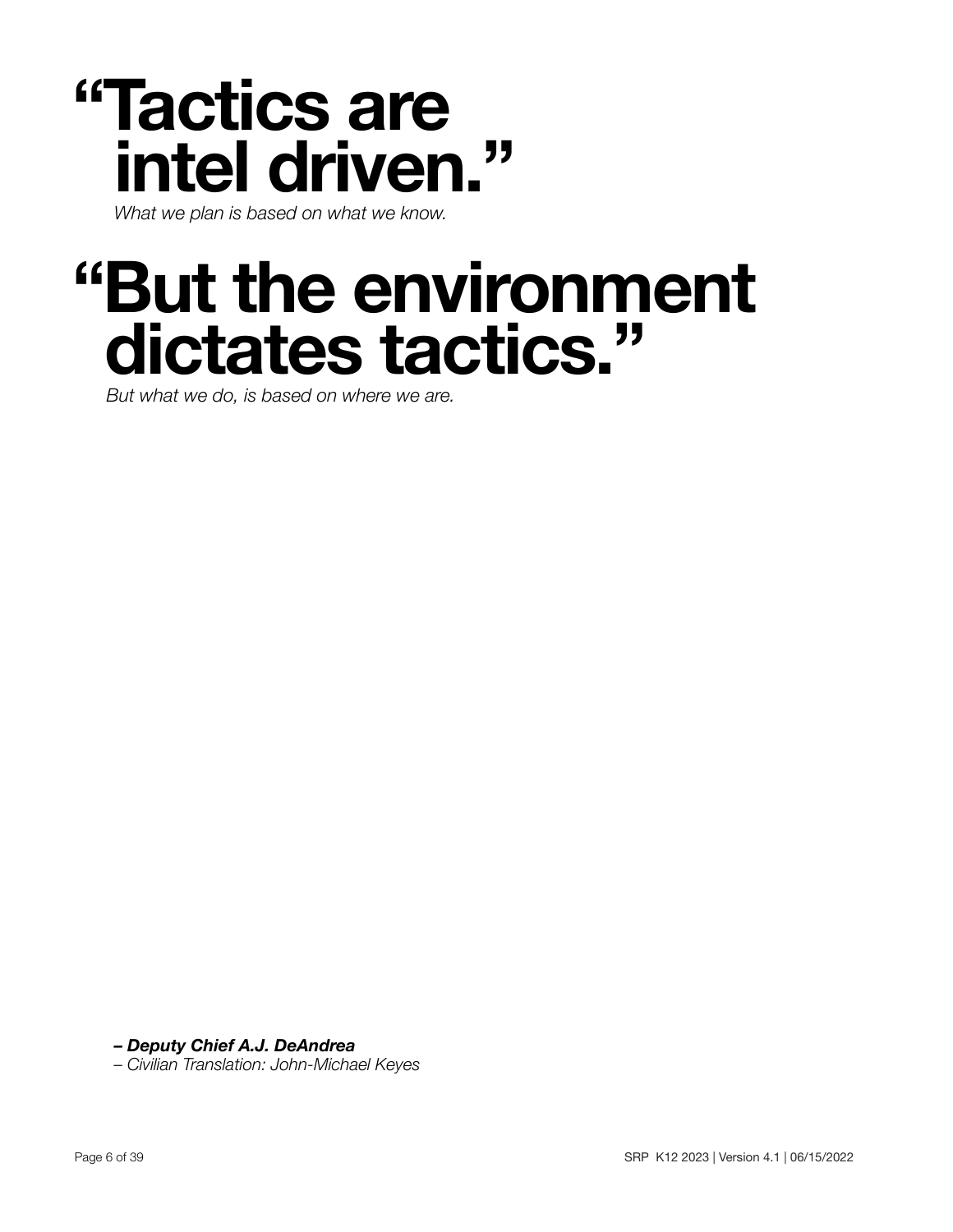# "Tactics are intel driven."

*What we plan is based on what we know.*

# "But the environment dictates tactics."

*But what we do, is based on where we are.*

***– Deputy Chief A.J. DeAndrea***

*– Civilian Translation: John-Michael Keyes*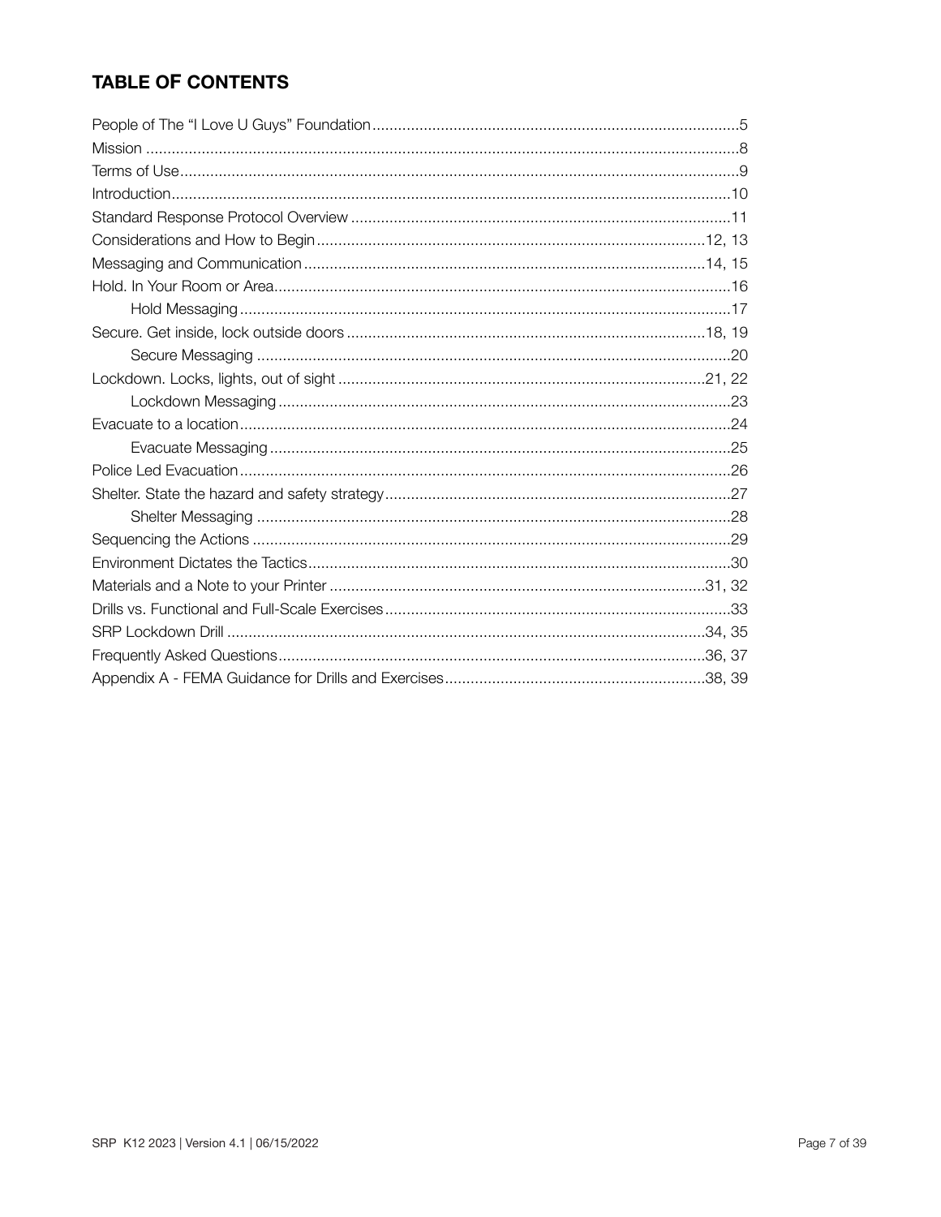## TABLE OF CONTENTS

| Section | Page |
|---|---|
| People of The "I Love U Guys" Foundation | 5 |
| Mission | 8 |
| Terms of Use | 9 |
| Introduction | 10 |
| Standard Response Protocol Overview | 11 |
| Considerations and How to Begin | 12, 13 |
| Messaging and Communication | 14, 15 |
| Hold. In Your Room or Area | 16 |
| &nbsp;&nbsp;&nbsp;&nbsp;Hold Messaging | 17 |
| Secure. Get inside, lock outside doors | 18, 19 |
| &nbsp;&nbsp;&nbsp;&nbsp;Secure Messaging | 20 |
| Lockdown. Locks, lights, out of sight | 21, 22 |
| &nbsp;&nbsp;&nbsp;&nbsp;Lockdown Messaging | 23 |
| Evacuate to a location | 24 |
| &nbsp;&nbsp;&nbsp;&nbsp;Evacuate Messaging | 25 |
| Police Led Evacuation | 26 |
| Shelter. State the hazard and safety strategy | 27 |
| &nbsp;&nbsp;&nbsp;&nbsp;Shelter Messaging | 28 |
| Sequencing the Actions | 29 |
| Environment Dictates the Tactics | 30 |
| Materials and a Note to your Printer | 31, 32 |
| Drills vs. Functional and Full-Scale Exercises | 33 |
| SRP Lockdown Drill | 34, 35 |
| Frequently Asked Questions | 36, 37 |
| Appendix A - FEMA Guidance for Drills and Exercises | 38, 39 |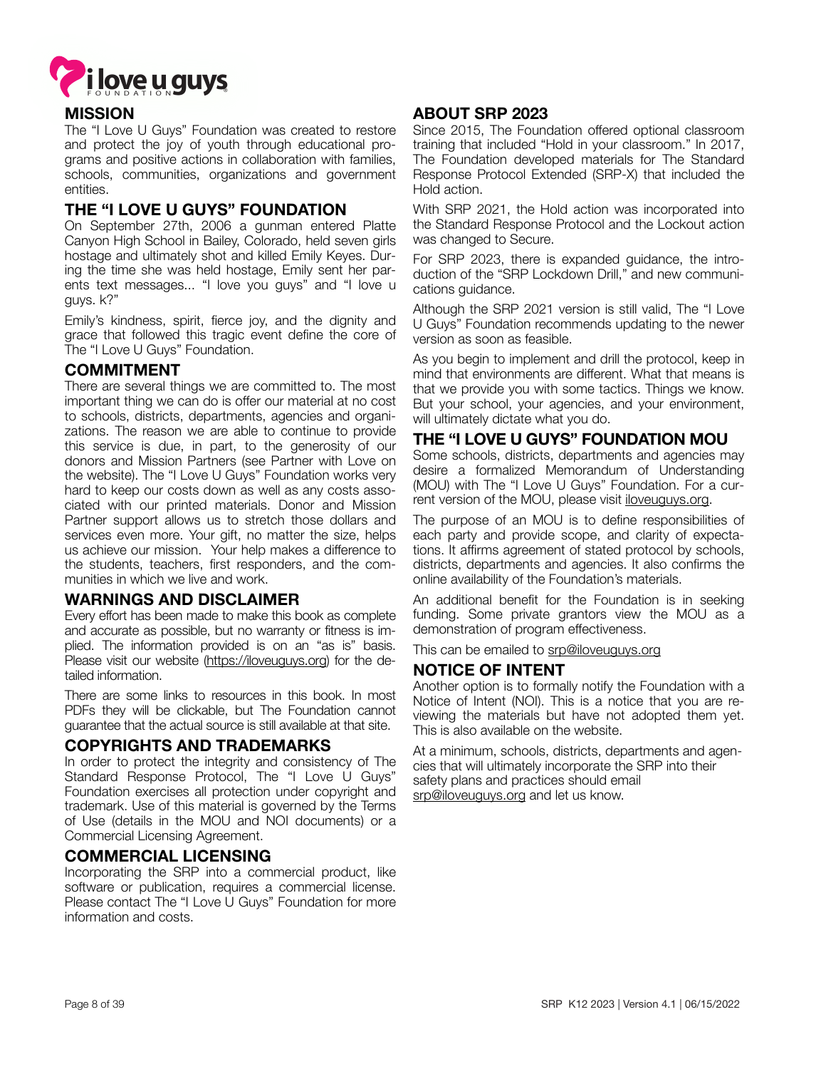## MISSION

The "I Love U Guys" Foundation was created to restore and protect the joy of youth through educational programs and positive actions in collaboration with families, schools, communities, organizations and government entities.

## THE "I LOVE U GUYS" FOUNDATION

On September 27th, 2006 a gunman entered Platte Canyon High School in Bailey, Colorado, held seven girls hostage and ultimately shot and killed Emily Keyes. During the time she was held hostage, Emily sent her parents text messages... "I love you guys" and "I love u guys. k?"

Emily's kindness, spirit, fierce joy, and the dignity and grace that followed this tragic event define the core of The "I Love U Guys" Foundation.

## COMMITMENT

There are several things we are committed to. The most important thing we can do is offer our material at no cost to schools, districts, departments, agencies and organizations. The reason we are able to continue to provide this service is due, in part, to the generosity of our donors and Mission Partners (see Partner with Love on the website). The "I Love U Guys" Foundation works very hard to keep our costs down as well as any costs associated with our printed materials. Donor and Mission Partner support allows us to stretch those dollars and services even more. Your gift, no matter the size, helps us achieve our mission. Your help makes a difference to the students, teachers, first responders, and the communities in which we live and work.

## WARNINGS AND DISCLAIMER

Every effort has been made to make this book as complete and accurate as possible, but no warranty or fitness is implied. The information provided is on an "as is" basis. Please visit our website (https://iloveuguys.org) for the detailed information.

There are some links to resources in this book. In most PDFs they will be clickable, but The Foundation cannot guarantee that the actual source is still available at that site.

## COPYRIGHTS AND TRADEMARKS

In order to protect the integrity and consistency of The Standard Response Protocol, The "I Love U Guys" Foundation exercises all protection under copyright and trademark. Use of this material is governed by the Terms of Use (details in the MOU and NOI documents) or a Commercial Licensing Agreement.

## COMMERCIAL LICENSING

Incorporating the SRP into a commercial product, like software or publication, requires a commercial license. Please contact The "I Love U Guys" Foundation for more information and costs.

## ABOUT SRP 2023

Since 2015, The Foundation offered optional classroom training that included "Hold in your classroom." In 2017, The Foundation developed materials for The Standard Response Protocol Extended (SRP-X) that included the Hold action.

With SRP 2021, the Hold action was incorporated into the Standard Response Protocol and the Lockout action was changed to Secure.

For SRP 2023, there is expanded guidance, the introduction of the "SRP Lockdown Drill," and new communications guidance.

Although the SRP 2021 version is still valid, The "I Love U Guys" Foundation recommends updating to the newer version as soon as feasible.

As you begin to implement and drill the protocol, keep in mind that environments are different. What that means is that we provide you with some tactics. Things we know. But your school, your agencies, and your environment, will ultimately dictate what you do.

## THE "I LOVE U GUYS" FOUNDATION MOU

Some schools, districts, departments and agencies may desire a formalized Memorandum of Understanding (MOU) with The "I Love U Guys" Foundation. For a current version of the MOU, please visit iloveuguys.org.

The purpose of an MOU is to define responsibilities of each party and provide scope, and clarity of expectations. It affirms agreement of stated protocol by schools, districts, departments and agencies. It also confirms the online availability of the Foundation's materials.

An additional benefit for the Foundation is in seeking funding. Some private grantors view the MOU as a demonstration of program effectiveness.

This can be emailed to srp@iloveuguys.org

## NOTICE OF INTENT

Another option is to formally notify the Foundation with a Notice of Intent (NOI). This is a notice that you are reviewing the materials but have not adopted them yet. This is also available on the website.

At a minimum, schools, districts, departments and agencies that will ultimately incorporate the SRP into their safety plans and practices should email srp@iloveuguys.org and let us know.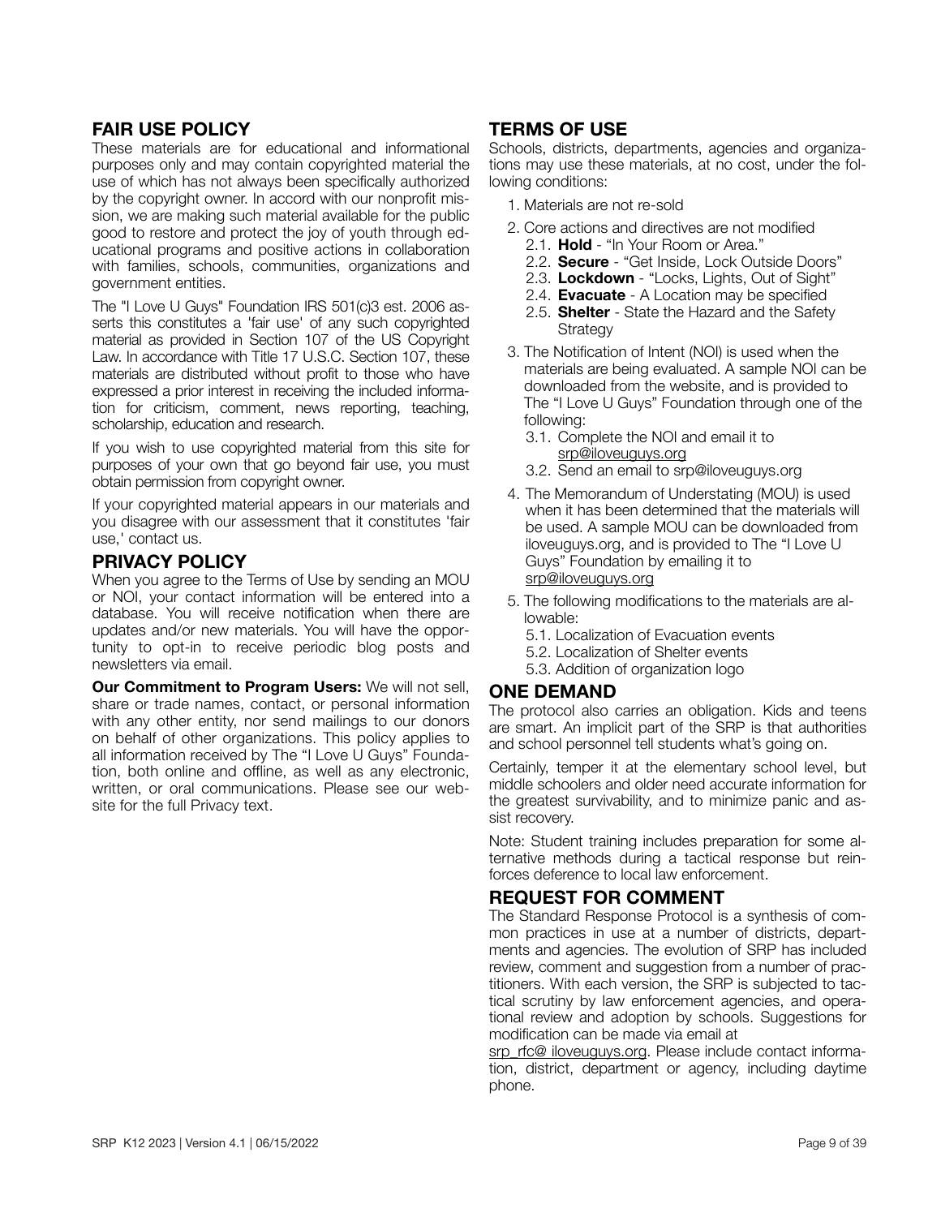## FAIR USE POLICY

These materials are for educational and informational purposes only and may contain copyrighted material the use of which has not always been specifically authorized by the copyright owner. In accord with our nonprofit mission, we are making such material available for the public good to restore and protect the joy of youth through educational programs and positive actions in collaboration with families, schools, communities, organizations and government entities.

The "I Love U Guys" Foundation IRS 501(c)3 est. 2006 asserts this constitutes a 'fair use' of any such copyrighted material as provided in Section 107 of the US Copyright Law. In accordance with Title 17 U.S.C. Section 107, these materials are distributed without profit to those who have expressed a prior interest in receiving the included information for criticism, comment, news reporting, teaching, scholarship, education and research.

If you wish to use copyrighted material from this site for purposes of your own that go beyond fair use, you must obtain permission from copyright owner.

If your copyrighted material appears in our materials and you disagree with our assessment that it constitutes 'fair use,' contact us.

## PRIVACY POLICY

When you agree to the Terms of Use by sending an MOU or NOI, your contact information will be entered into a database. You will receive notification when there are updates and/or new materials. You will have the opportunity to opt-in to receive periodic blog posts and newsletters via email.

**Our Commitment to Program Users:** We will not sell, share or trade names, contact, or personal information with any other entity, nor send mailings to our donors on behalf of other organizations. This policy applies to all information received by The "I Love U Guys" Foundation, both online and offline, as well as any electronic, written, or oral communications. Please see our website for the full Privacy text.

## TERMS OF USE

Schools, districts, departments, agencies and organizations may use these materials, at no cost, under the following conditions:

1. Materials are not re-sold
2. Core actions and directives are not modified
   - 2.1. **Hold** - "In Your Room or Area."
   - 2.2. **Secure** - "Get Inside, Lock Outside Doors"
   - 2.3. **Lockdown** - "Locks, Lights, Out of Sight"
   - 2.4. **Evacuate** - A Location may be specified
   - 2.5. **Shelter** - State the Hazard and the Safety Strategy
3. The Notification of Intent (NOI) is used when the materials are being evaluated. A sample NOI can be downloaded from the website, and is provided to The "I Love U Guys" Foundation through one of the following:
   - 3.1. Complete the NOI and email it to srp@iloveuguys.org
   - 3.2. Send an email to srp@iloveuguys.org
4. The Memorandum of Understating (MOU) is used when it has been determined that the materials will be used. A sample MOU can be downloaded from iloveuguys.org, and is provided to The "I Love U Guys" Foundation by emailing it to srp@iloveuguys.org
5. The following modifications to the materials are allowable:
   - 5.1. Localization of Evacuation events
   - 5.2. Localization of Shelter events
   - 5.3. Addition of organization logo

## ONE DEMAND

The protocol also carries an obligation. Kids and teens are smart. An implicit part of the SRP is that authorities and school personnel tell students what's going on.

Certainly, temper it at the elementary school level, but middle schoolers and older need accurate information for the greatest survivability, and to minimize panic and assist recovery.

Note: Student training includes preparation for some alternative methods during a tactical response but reinforces deference to local law enforcement.

## REQUEST FOR COMMENT

The Standard Response Protocol is a synthesis of common practices in use at a number of districts, departments and agencies. The evolution of SRP has included review, comment and suggestion from a number of practitioners. With each version, the SRP is subjected to tactical scrutiny by law enforcement agencies, and operational review and adoption by schools. Suggestions for modification can be made via email at srp_rfc@ iloveuguys.org. Please include contact information, district, department or agency, including daytime phone.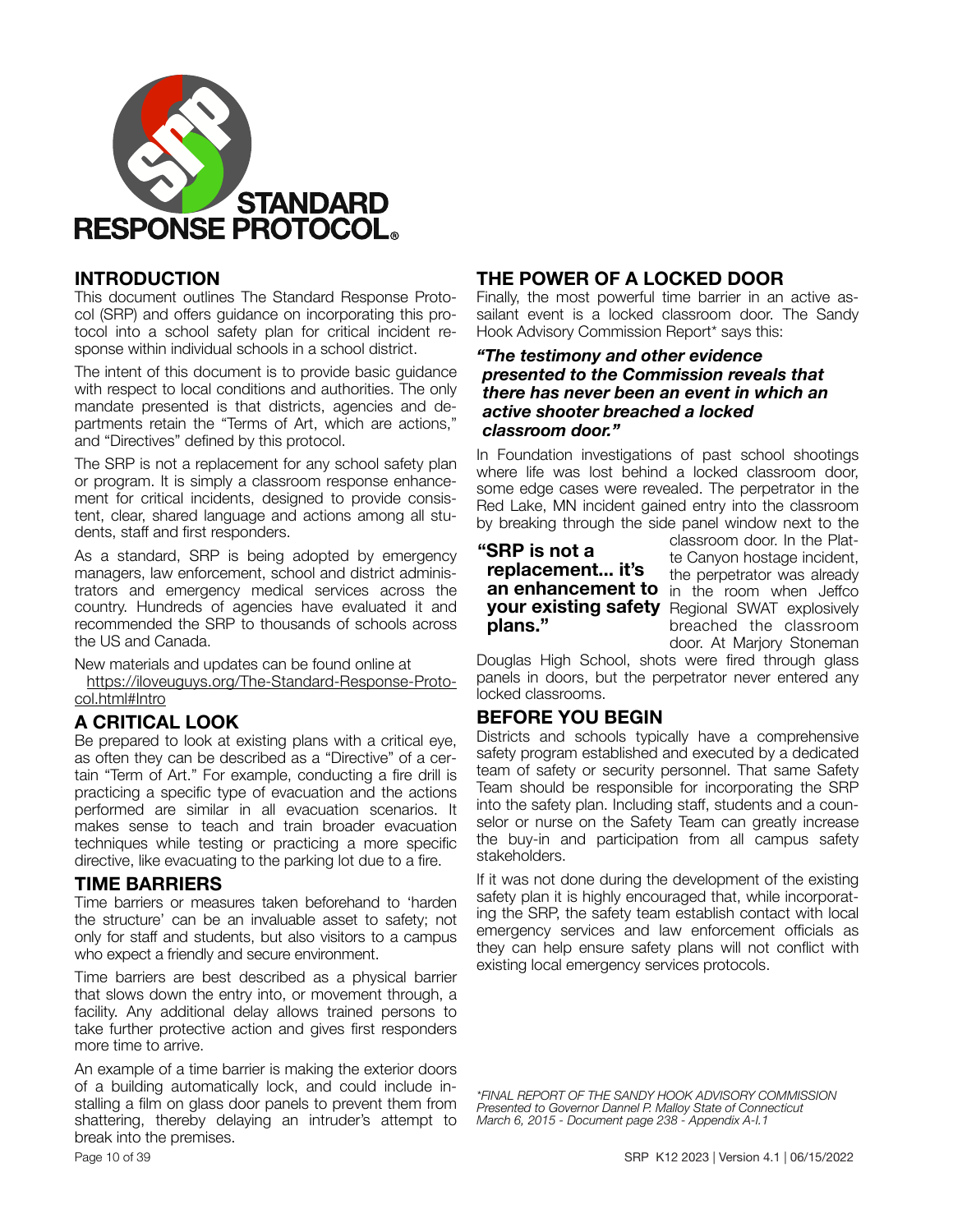STANDARD RESPONSE PROTOCOL®

## INTRODUCTION

This document outlines The Standard Response Protocol (SRP) and offers guidance on incorporating this protocol into a school safety plan for critical incident response within individual schools in a school district.

The intent of this document is to provide basic guidance with respect to local conditions and authorities. The only mandate presented is that districts, agencies and departments retain the "Terms of Art, which are actions," and "Directives" defined by this protocol.

The SRP is not a replacement for any school safety plan or program. It is simply a classroom response enhancement for critical incidents, designed to provide consistent, clear, shared language and actions among all students, staff and first responders.

As a standard, SRP is being adopted by emergency managers, law enforcement, school and district administrators and emergency medical services across the country. Hundreds of agencies have evaluated it and recommended the SRP to thousands of schools across the US and Canada.

New materials and updates can be found online at https://iloveuguys.org/The-Standard-Response-Protocol.html#Intro

## A CRITICAL LOOK

Be prepared to look at existing plans with a critical eye, as often they can be described as a "Directive" of a certain "Term of Art." For example, conducting a fire drill is practicing a specific type of evacuation and the actions performed are similar in all evacuation scenarios. It makes sense to teach and train broader evacuation techniques while testing or practicing a more specific directive, like evacuating to the parking lot due to a fire.

## TIME BARRIERS

Time barriers or measures taken beforehand to 'harden the structure' can be an invaluable asset to safety; not only for staff and students, but also visitors to a campus who expect a friendly and secure environment.

Time barriers are best described as a physical barrier that slows down the entry into, or movement through, a facility. Any additional delay allows trained persons to take further protective action and gives first responders more time to arrive.

An example of a time barrier is making the exterior doors of a building automatically lock, and could include installing a film on glass door panels to prevent them from shattering, thereby delaying an intruder's attempt to break into the premises.

## THE POWER OF A LOCKED DOOR

Finally, the most powerful time barrier in an active assailant event is a locked classroom door. The Sandy Hook Advisory Commission Report* says this:

***"The testimony and other evidence presented to the Commission reveals that there has never been an event in which an active shooter breached a locked classroom door."***

In Foundation investigations of past school shootings where life was lost behind a locked classroom door, some edge cases were revealed. The perpetrator in the Red Lake, MN incident gained entry into the classroom by breaking through the side panel window next to the classroom door. In the Platte Canyon hostage incident, the perpetrator was already in the room when Jeffco Regional SWAT explosively breached the classroom door. At Marjory Stoneman Douglas High School, shots were fired through glass panels in doors, but the perpetrator never entered any locked classrooms.

**"SRP is not a replacement... it's an enhancement to your existing safety plans."**

## BEFORE YOU BEGIN

Districts and schools typically have a comprehensive safety program established and executed by a dedicated team of safety or security personnel. That same Safety Team should be responsible for incorporating the SRP into the safety plan. Including staff, students and a counselor or nurse on the Safety Team can greatly increase the buy-in and participation from all campus safety stakeholders.

If it was not done during the development of the existing safety plan it is highly encouraged that, while incorporating the SRP, the safety team establish contact with local emergency services and law enforcement officials as they can help ensure safety plans will not conflict with existing local emergency services protocols.

*\*FINAL REPORT OF THE SANDY HOOK ADVISORY COMMISSION Presented to Governor Dannel P. Malloy State of Connecticut March 6, 2015 - Document page 238 - Appendix A-I.1*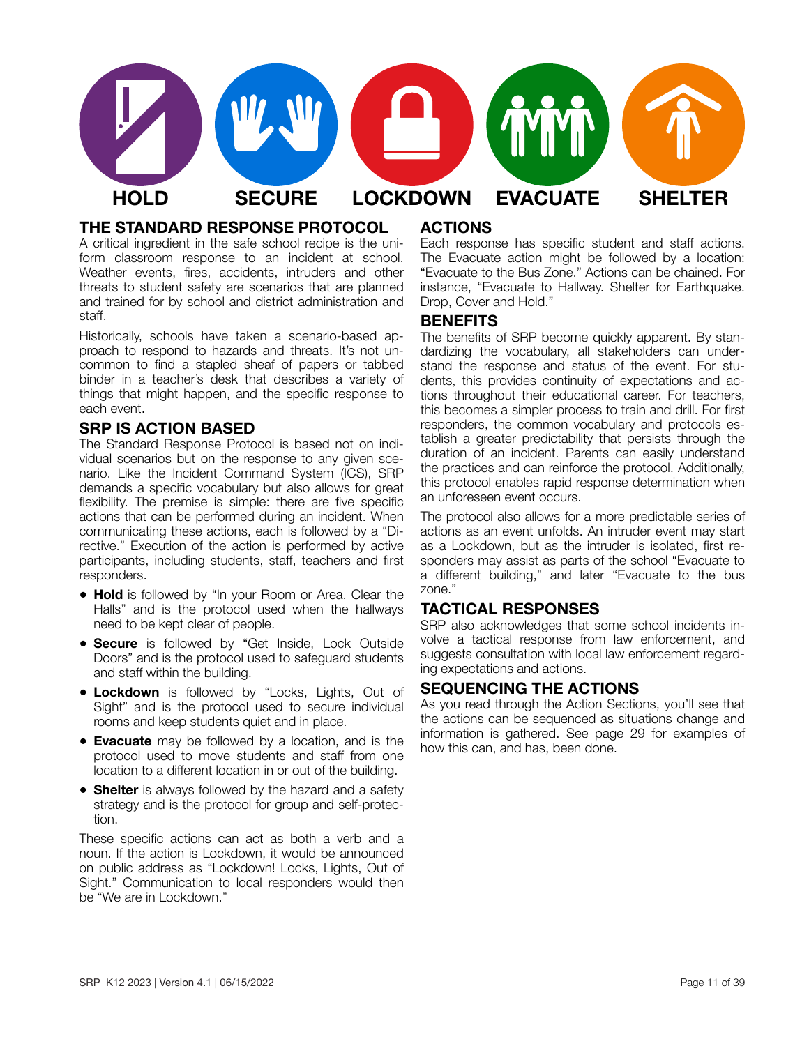HOLD SECURE LOCKDOWN EVACUATE SHELTER

## THE STANDARD RESPONSE PROTOCOL

A critical ingredient in the safe school recipe is the uniform classroom response to an incident at school. Weather events, fires, accidents, intruders and other threats to student safety are scenarios that are planned and trained for by school and district administration and staff.

Historically, schools have taken a scenario-based approach to respond to hazards and threats. It's not uncommon to find a stapled sheaf of papers or tabbed binder in a teacher's desk that describes a variety of things that might happen, and the specific response to each event.

## SRP IS ACTION BASED

The Standard Response Protocol is based not on individual scenarios but on the response to any given scenario. Like the Incident Command System (ICS), SRP demands a specific vocabulary but also allows for great flexibility. The premise is simple: there are five specific actions that can be performed during an incident. When communicating these actions, each is followed by a "Directive." Execution of the action is performed by active participants, including students, staff, teachers and first responders.

- **Hold** is followed by "In your Room or Area. Clear the Halls" and is the protocol used when the hallways need to be kept clear of people.
- **Secure** is followed by "Get Inside, Lock Outside Doors" and is the protocol used to safeguard students and staff within the building.
- **Lockdown** is followed by "Locks, Lights, Out of Sight" and is the protocol used to secure individual rooms and keep students quiet and in place.
- **Evacuate** may be followed by a location, and is the protocol used to move students and staff from one location to a different location in or out of the building.
- **Shelter** is always followed by the hazard and a safety strategy and is the protocol for group and self-protection.

These specific actions can act as both a verb and a noun. If the action is Lockdown, it would be announced on public address as "Lockdown! Locks, Lights, Out of Sight." Communication to local responders would then be "We are in Lockdown."

## ACTIONS

Each response has specific student and staff actions. The Evacuate action might be followed by a location: "Evacuate to the Bus Zone." Actions can be chained. For instance, "Evacuate to Hallway. Shelter for Earthquake. Drop, Cover and Hold."

## BENEFITS

The benefits of SRP become quickly apparent. By standardizing the vocabulary, all stakeholders can understand the response and status of the event. For students, this provides continuity of expectations and actions throughout their educational career. For teachers, this becomes a simpler process to train and drill. For first responders, the common vocabulary and protocols establish a greater predictability that persists through the duration of an incident. Parents can easily understand the practices and can reinforce the protocol. Additionally, this protocol enables rapid response determination when an unforeseen event occurs.

The protocol also allows for a more predictable series of actions as an event unfolds. An intruder event may start as a Lockdown, but as the intruder is isolated, first responders may assist as parts of the school "Evacuate to a different building," and later "Evacuate to the bus zone."

## TACTICAL RESPONSES

SRP also acknowledges that some school incidents involve a tactical response from law enforcement, and suggests consultation with local law enforcement regarding expectations and actions.

## SEQUENCING THE ACTIONS

As you read through the Action Sections, you'll see that the actions can be sequenced as situations change and information is gathered. See page 29 for examples of how this can, and has, been done.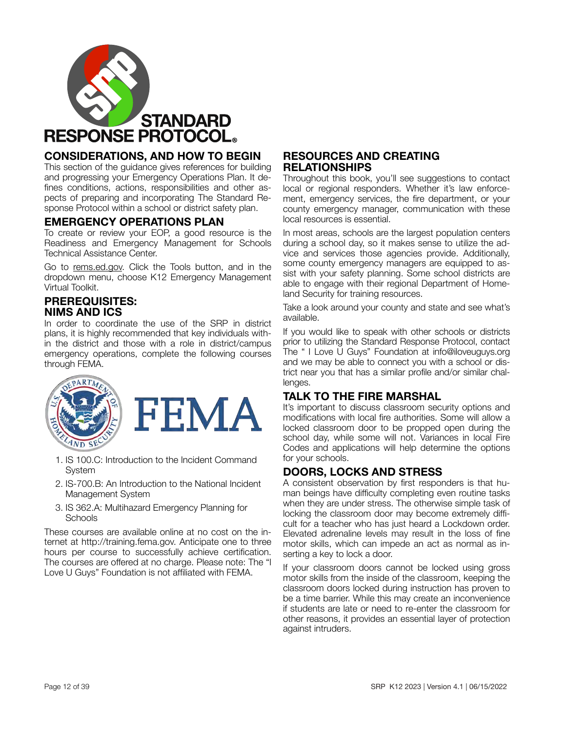# STANDARD RESPONSE PROTOCOL®

## CONSIDERATIONS, AND HOW TO BEGIN

This section of the guidance gives references for building and progressing your Emergency Operations Plan. It defines conditions, actions, responsibilities and other aspects of preparing and incorporating The Standard Response Protocol within a school or district safety plan.

## EMERGENCY OPERATIONS PLAN

To create or review your EOP, a good resource is the Readiness and Emergency Management for Schools Technical Assistance Center.

Go to rems.ed.gov. Click the Tools button, and in the dropdown menu, choose K12 Emergency Management Virtual Toolkit.

## PREREQUISITES: NIMS AND ICS

In order to coordinate the use of the SRP in district plans, it is highly recommended that key individuals within the district and those with a role in district/campus emergency operations, complete the following courses through FEMA.

1. IS 100.C: Introduction to the Incident Command System
2. IS-700.B: An Introduction to the National Incident Management System
3. IS 362.A: Multihazard Emergency Planning for Schools

These courses are available online at no cost on the internet at http://training.fema.gov. Anticipate one to three hours per course to successfully achieve certification. The courses are offered at no charge. Please note: The "I Love U Guys" Foundation is not affiliated with FEMA.

## RESOURCES AND CREATING RELATIONSHIPS

Throughout this book, you'll see suggestions to contact local or regional responders. Whether it's law enforcement, emergency services, the fire department, or your county emergency manager, communication with these local resources is essential.

In most areas, schools are the largest population centers during a school day, so it makes sense to utilize the advice and services those agencies provide. Additionally, some county emergency managers are equipped to assist with your safety planning. Some school districts are able to engage with their regional Department of Homeland Security for training resources.

Take a look around your county and state and see what's available.

If you would like to speak with other schools or districts prior to utilizing the Standard Response Protocol, contact The " I Love U Guys" Foundation at info@iloveuguys.org and we may be able to connect you with a school or district near you that has a similar profile and/or similar challenges.

## TALK TO THE FIRE MARSHAL

It's important to discuss classroom security options and modifications with local fire authorities. Some will allow a locked classroom door to be propped open during the school day, while some will not. Variances in local Fire Codes and applications will help determine the options for your schools.

## DOORS, LOCKS AND STRESS

A consistent observation by first responders is that human beings have difficulty completing even routine tasks when they are under stress. The otherwise simple task of locking the classroom door may become extremely difficult for a teacher who has just heard a Lockdown order. Elevated adrenaline levels may result in the loss of fine motor skills, which can impede an act as normal as inserting a key to lock a door.

If your classroom doors cannot be locked using gross motor skills from the inside of the classroom, keeping the classroom doors locked during instruction has proven to be a time barrier. While this may create an inconvenience if students are late or need to re-enter the classroom for other reasons, it provides an essential layer of protection against intruders.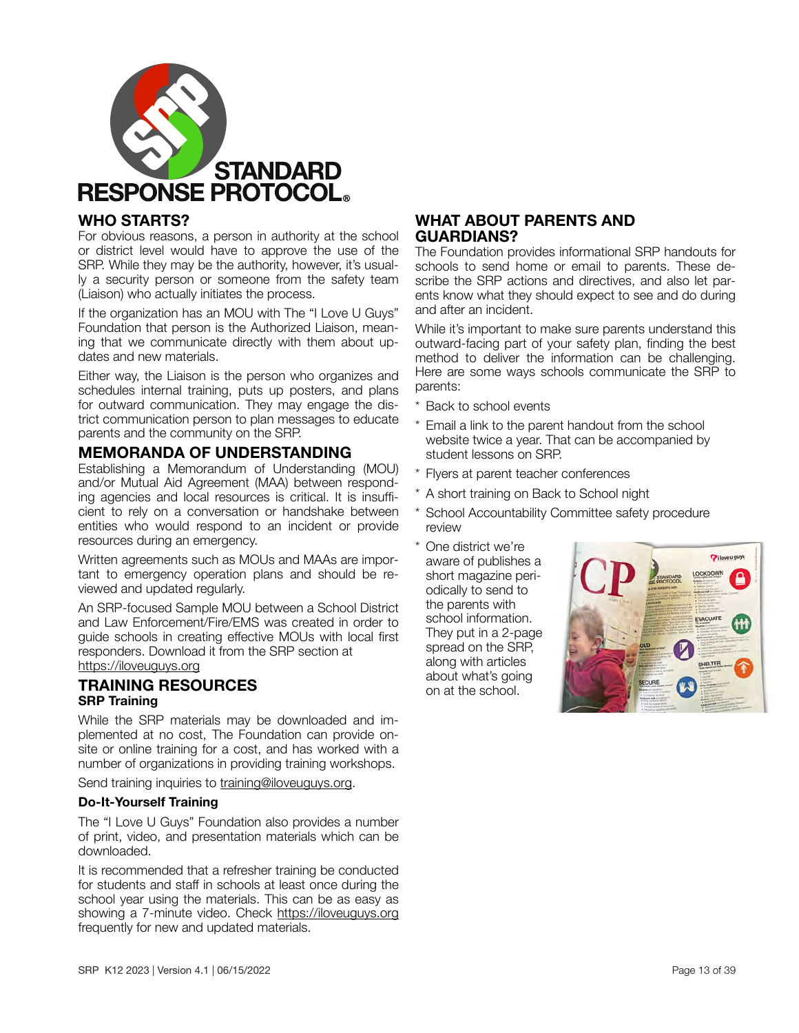# STANDARD RESPONSE PROTOCOL®

## WHO STARTS?

For obvious reasons, a person in authority at the school or district level would have to approve the use of the SRP. While they may be the authority, however, it's usually a security person or someone from the safety team (Liaison) who actually initiates the process.

If the organization has an MOU with The "I Love U Guys" Foundation that person is the Authorized Liaison, meaning that we communicate directly with them about updates and new materials.

Either way, the Liaison is the person who organizes and schedules internal training, puts up posters, and plans for outward communication. They may engage the district communication person to plan messages to educate parents and the community on the SRP.

## MEMORANDA OF UNDERSTANDING

Establishing a Memorandum of Understanding (MOU) and/or Mutual Aid Agreement (MAA) between responding agencies and local resources is critical. It is insufficient to rely on a conversation or handshake between entities who would respond to an incident or provide resources during an emergency.

Written agreements such as MOUs and MAAs are important to emergency operation plans and should be reviewed and updated regularly.

An SRP-focused Sample MOU between a School District and Law Enforcement/Fire/EMS was created in order to guide schools in creating effective MOUs with local first responders. Download it from the SRP section at https://iloveuguys.org

## TRAINING RESOURCES

### SRP Training

While the SRP materials may be downloaded and implemented at no cost, The Foundation can provide onsite or online training for a cost, and has worked with a number of organizations in providing training workshops.

Send training inquiries to training@iloveuguys.org.

### Do-It-Yourself Training

The "I Love U Guys" Foundation also provides a number of print, video, and presentation materials which can be downloaded.

It is recommended that a refresher training be conducted for students and staff in schools at least once during the school year using the materials. This can be as easy as showing a 7-minute video. Check https://iloveuguys.org frequently for new and updated materials.

## WHAT ABOUT PARENTS AND GUARDIANS?

The Foundation provides informational SRP handouts for schools to send home or email to parents. These describe the SRP actions and directives, and also let parents know what they should expect to see and do during and after an incident.

While it's important to make sure parents understand this outward-facing part of your safety plan, finding the best method to deliver the information can be challenging. Here are some ways schools communicate the SRP to parents:

* Back to school events
* Email a link to the parent handout from the school website twice a year. That can be accompanied by student lessons on SRP.
* Flyers at parent teacher conferences
* A short training on Back to School night
* School Accountability Committee safety procedure review
* One district we're aware of publishes a short magazine periodically to send to the parents with school information. They put in a 2-page spread on the SRP, along with articles about what's going on at the school.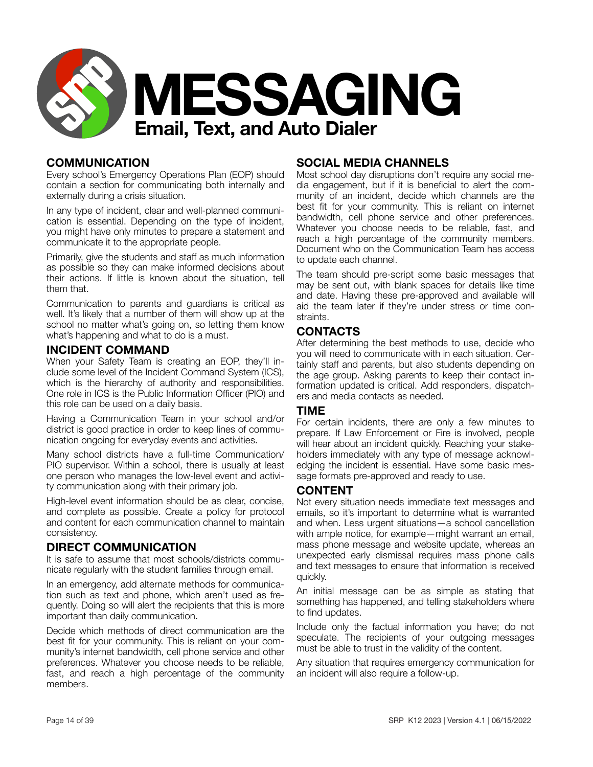# MESSAGING

## Email, Text, and Auto Dialer

### COMMUNICATION

Every school's Emergency Operations Plan (EOP) should contain a section for communicating both internally and externally during a crisis situation.

In any type of incident, clear and well-planned communication is essential. Depending on the type of incident, you might have only minutes to prepare a statement and communicate it to the appropriate people.

Primarily, give the students and staff as much information as possible so they can make informed decisions about their actions. If little is known about the situation, tell them that.

Communication to parents and guardians is critical as well. It's likely that a number of them will show up at the school no matter what's going on, so letting them know what's happening and what to do is a must.

### INCIDENT COMMAND

When your Safety Team is creating an EOP, they'll include some level of the Incident Command System (ICS), which is the hierarchy of authority and responsibilities. One role in ICS is the Public Information Officer (PIO) and this role can be used on a daily basis.

Having a Communication Team in your school and/or district is good practice in order to keep lines of communication ongoing for everyday events and activities.

Many school districts have a full-time Communication/PIO supervisor. Within a school, there is usually at least one person who manages the low-level event and activity communication along with their primary job.

High-level event information should be as clear, concise, and complete as possible. Create a policy for protocol and content for each communication channel to maintain consistency.

### DIRECT COMMUNICATION

It is safe to assume that most schools/districts communicate regularly with the student families through email.

In an emergency, add alternate methods for communication such as text and phone, which aren't used as frequently. Doing so will alert the recipients that this is more important than daily communication.

Decide which methods of direct communication are the best fit for your community. This is reliant on your community's internet bandwidth, cell phone service and other preferences. Whatever you choose needs to be reliable, fast, and reach a high percentage of the community members.

### SOCIAL MEDIA CHANNELS

Most school day disruptions don't require any social media engagement, but if it is beneficial to alert the community of an incident, decide which channels are the best fit for your community. This is reliant on internet bandwidth, cell phone service and other preferences. Whatever you choose needs to be reliable, fast, and reach a high percentage of the community members. Document who on the Communication Team has access to update each channel.

The team should pre-script some basic messages that may be sent out, with blank spaces for details like time and date. Having these pre-approved and available will aid the team later if they're under stress or time constraints.

### CONTACTS

After determining the best methods to use, decide who you will need to communicate with in each situation. Certainly staff and parents, but also students depending on the age group. Asking parents to keep their contact information updated is critical. Add responders, dispatchers and media contacts as needed.

### TIME

For certain incidents, there are only a few minutes to prepare. If Law Enforcement or Fire is involved, people will hear about an incident quickly. Reaching your stakeholders immediately with any type of message acknowledging the incident is essential. Have some basic message formats pre-approved and ready to use.

### CONTENT

Not every situation needs immediate text messages and emails, so it's important to determine what is warranted and when. Less urgent situations—a school cancellation with ample notice, for example—might warrant an email, mass phone message and website update, whereas an unexpected early dismissal requires mass phone calls and text messages to ensure that information is received quickly.

An initial message can be as simple as stating that something has happened, and telling stakeholders where to find updates.

Include only the factual information you have; do not speculate. The recipients of your outgoing messages must be able to trust in the validity of the content.

Any situation that requires emergency communication for an incident will also require a follow-up.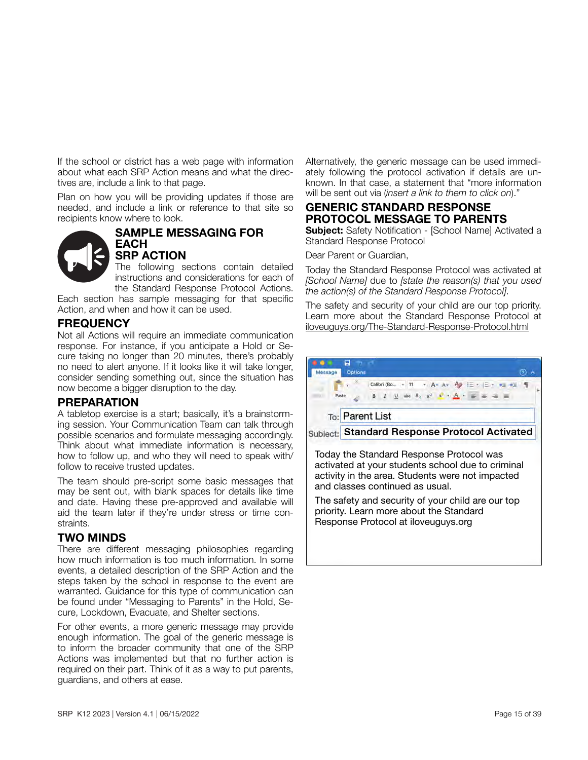If the school or district has a web page with information about what each SRP Action means and what the directives are, include a link to that page.

Plan on how you will be providing updates if those are needed, and include a link or reference to that site so recipients know where to look.

## SAMPLE MESSAGING FOR EACH SRP ACTION

The following sections contain detailed instructions and considerations for each of the Standard Response Protocol Actions. Each section has sample messaging for that specific Action, and when and how it can be used.

### FREQUENCY

Not all Actions will require an immediate communication response. For instance, if you anticipate a Hold or Secure taking no longer than 20 minutes, there's probably no need to alert anyone. If it looks like it will take longer, consider sending something out, since the situation has now become a bigger disruption to the day.

### PREPARATION

A tabletop exercise is a start; basically, it's a brainstorming session. Your Communication Team can talk through possible scenarios and formulate messaging accordingly. Think about what immediate information is necessary, how to follow up, and who they will need to speak with/follow to receive trusted updates.

The team should pre-script some basic messages that may be sent out, with blank spaces for details like time and date. Having these pre-approved and available will aid the team later if they're under stress or time constraints.

### TWO MINDS

There are different messaging philosophies regarding how much information is too much information. In some events, a detailed description of the SRP Action and the steps taken by the school in response to the event are warranted. Guidance for this type of communication can be found under "Messaging to Parents" in the Hold, Secure, Lockdown, Evacuate, and Shelter sections.

For other events, a more generic message may provide enough information. The goal of the generic message is to inform the broader community that one of the SRP Actions was implemented but that no further action is required on their part. Think of it as a way to put parents, guardians, and others at ease.

Alternatively, the generic message can be used immediately following the protocol activation if details are unknown. In that case, a statement that "more information will be sent out via (*insert a link to them to click on*)."

### GENERIC STANDARD RESPONSE PROTOCOL MESSAGE TO PARENTS

**Subject:** Safety Notification - [School Name] Activated a Standard Response Protocol

Dear Parent or Guardian,

Today the Standard Response Protocol was activated at *[School Name]* due to *[state the reason(s) that you used the action(s) of the Standard Response Protocol]*.

The safety and security of your child are our top priority. Learn more about the Standard Response Protocol at iloveuguys.org/The-Standard-Response-Protocol.html

To: Parent List

Subject: **Standard Response Protocol Activated**

Today the Standard Response Protocol was activated at your students school due to criminal activity in the area. Students were not impacted and classes continued as usual.

The safety and security of your child are our top priority. Learn more about the Standard Response Protocol at iloveuguys.org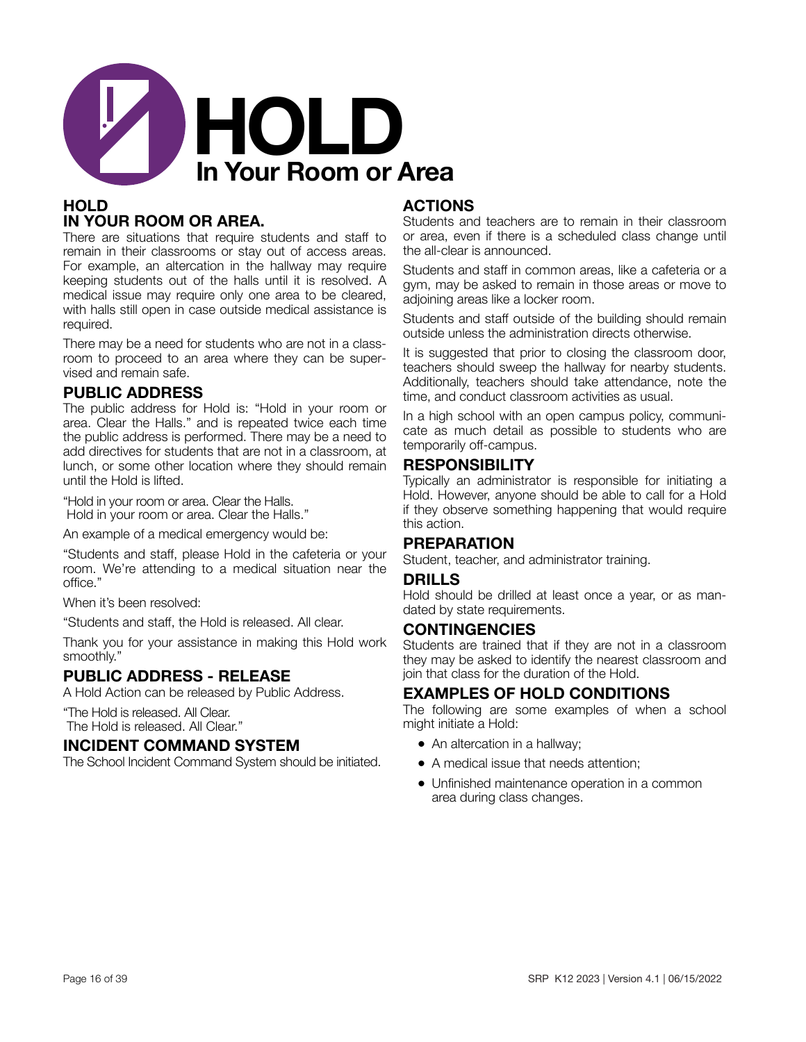# HOLD

## In Your Room or Area

### HOLD
### IN YOUR ROOM OR AREA.

There are situations that require students and staff to remain in their classrooms or stay out of access areas. For example, an altercation in the hallway may require keeping students out of the halls until it is resolved. A medical issue may require only one area to be cleared, with halls still open in case outside medical assistance is required.

There may be a need for students who are not in a classroom to proceed to an area where they can be supervised and remain safe.

### PUBLIC ADDRESS

The public address for Hold is: "Hold in your room or area. Clear the Halls." and is repeated twice each time the public address is performed. There may be a need to add directives for students that are not in a classroom, at lunch, or some other location where they should remain until the Hold is lifted.

"Hold in your room or area. Clear the Halls.
Hold in your room or area. Clear the Halls."

An example of a medical emergency would be:

"Students and staff, please Hold in the cafeteria or your room. We're attending to a medical situation near the office."

When it's been resolved:

"Students and staff, the Hold is released. All clear.

Thank you for your assistance in making this Hold work smoothly."

### PUBLIC ADDRESS - RELEASE

A Hold Action can be released by Public Address.

"The Hold is released. All Clear.
The Hold is released. All Clear."

### INCIDENT COMMAND SYSTEM

The School Incident Command System should be initiated.

### ACTIONS

Students and teachers are to remain in their classroom or area, even if there is a scheduled class change until the all-clear is announced.

Students and staff in common areas, like a cafeteria or a gym, may be asked to remain in those areas or move to adjoining areas like a locker room.

Students and staff outside of the building should remain outside unless the administration directs otherwise.

It is suggested that prior to closing the classroom door, teachers should sweep the hallway for nearby students. Additionally, teachers should take attendance, note the time, and conduct classroom activities as usual.

In a high school with an open campus policy, communicate as much detail as possible to students who are temporarily off-campus.

### RESPONSIBILITY

Typically an administrator is responsible for initiating a Hold. However, anyone should be able to call for a Hold if they observe something happening that would require this action.

### PREPARATION

Student, teacher, and administrator training.

### DRILLS

Hold should be drilled at least once a year, or as mandated by state requirements.

### CONTINGENCIES

Students are trained that if they are not in a classroom they may be asked to identify the nearest classroom and join that class for the duration of the Hold.

### EXAMPLES OF HOLD CONDITIONS

The following are some examples of when a school might initiate a Hold:

- An altercation in a hallway;
- A medical issue that needs attention;
- Unfinished maintenance operation in a common area during class changes.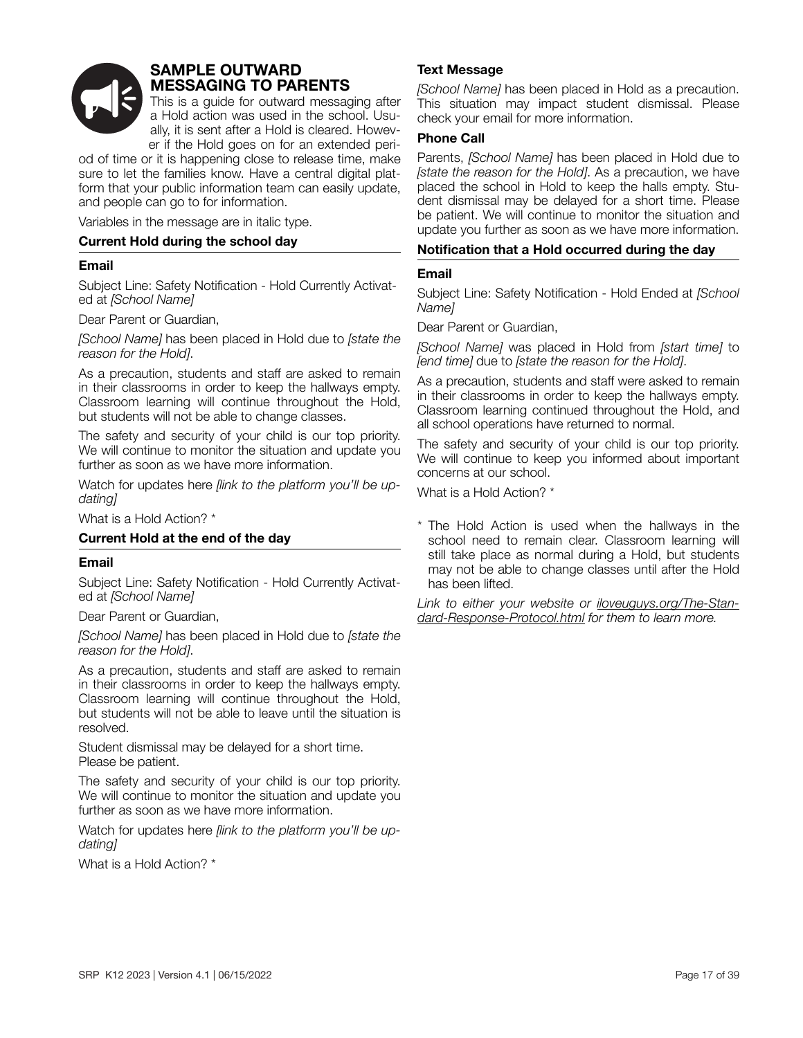# SAMPLE OUTWARD MESSAGING TO PARENTS

This is a guide for outward messaging after a Hold action was used in the school. Usually, it is sent after a Hold is cleared. However if the Hold goes on for an extended period of time or it is happening close to release time, make sure to let the families know. Have a central digital platform that your public information team can easily update, and people can go to for information.

Variables in the message are in italic type.

## Current Hold during the school day

### Email

Subject Line: Safety Notification - Hold Currently Activated at *[School Name]*

Dear Parent or Guardian,

*[School Name]* has been placed in Hold due to *[state the reason for the Hold]*.

As a precaution, students and staff are asked to remain in their classrooms in order to keep the hallways empty. Classroom learning will continue throughout the Hold, but students will not be able to change classes.

The safety and security of your child is our top priority. We will continue to monitor the situation and update you further as soon as we have more information.

Watch for updates here *[link to the platform you'll be updating]*

What is a Hold Action? *

## Current Hold at the end of the day

### Email

Subject Line: Safety Notification - Hold Currently Activated at *[School Name]*

Dear Parent or Guardian,

*[School Name]* has been placed in Hold due to *[state the reason for the Hold]*.

As a precaution, students and staff are asked to remain in their classrooms in order to keep the hallways empty. Classroom learning will continue throughout the Hold, but students will not be able to leave until the situation is resolved.

Student dismissal may be delayed for a short time.
Please be patient.

The safety and security of your child is our top priority. We will continue to monitor the situation and update you further as soon as we have more information.

Watch for updates here *[link to the platform you'll be updating]*

What is a Hold Action? *

### Text Message

*[School Name]* has been placed in Hold as a precaution. This situation may impact student dismissal. Please check your email for more information.

### Phone Call

Parents, *[School Name]* has been placed in Hold due to *[state the reason for the Hold]*. As a precaution, we have placed the school in Hold to keep the halls empty. Student dismissal may be delayed for a short time. Please be patient. We will continue to monitor the situation and update you further as soon as we have more information.

## Notification that a Hold occurred during the day

### Email

Subject Line: Safety Notification - Hold Ended at *[School Name]*

Dear Parent or Guardian,

*[School Name]* was placed in Hold from *[start time]* to *[end time]* due to *[state the reason for the Hold]*.

As a precaution, students and staff were asked to remain in their classrooms in order to keep the hallways empty. Classroom learning continued throughout the Hold, and all school operations have returned to normal.

The safety and security of your child is our top priority. We will continue to keep you informed about important concerns at our school.

What is a Hold Action? *

* The Hold Action is used when the hallways in the school need to remain clear. Classroom learning will still take place as normal during a Hold, but students may not be able to change classes until after the Hold has been lifted.

*Link to either your website or iloveuguys.org/The-Standard-Response-Protocol.html for them to learn more.*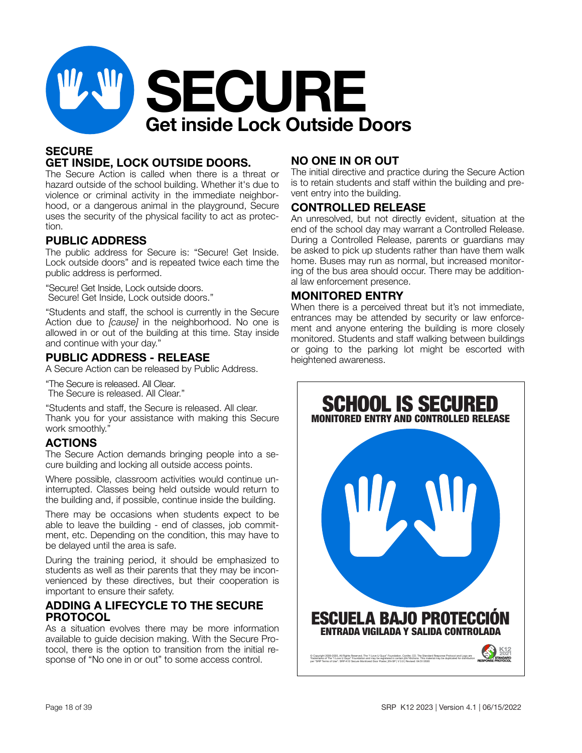# SECURE

## Get inside Lock Outside Doors

### SECURE
### GET INSIDE, LOCK OUTSIDE DOORS.

The Secure Action is called when there is a threat or hazard outside of the school building. Whether it's due to violence or criminal activity in the immediate neighborhood, or a dangerous animal in the playground, Secure uses the security of the physical facility to act as protection.

### PUBLIC ADDRESS

The public address for Secure is: "Secure! Get Inside. Lock outside doors" and is repeated twice each time the public address is performed.

"Secure! Get Inside, Lock outside doors.
Secure! Get Inside, Lock outside doors."

"Students and staff, the school is currently in the Secure Action due to *[cause]* in the neighborhood. No one is allowed in or out of the building at this time. Stay inside and continue with your day."

### PUBLIC ADDRESS - RELEASE

A Secure Action can be released by Public Address.

"The Secure is released. All Clear.
The Secure is released. All Clear."

"Students and staff, the Secure is released. All clear. Thank you for your assistance with making this Secure work smoothly."

### ACTIONS

The Secure Action demands bringing people into a secure building and locking all outside access points.

Where possible, classroom activities would continue uninterrupted. Classes being held outside would return to the building and, if possible, continue inside the building.

There may be occasions when students expect to be able to leave the building - end of classes, job commitment, etc. Depending on the condition, this may have to be delayed until the area is safe.

During the training period, it should be emphasized to students as well as their parents that they may be inconvenienced by these directives, but their cooperation is important to ensure their safety.

### ADDING A LIFECYCLE TO THE SECURE PROTOCOL

As a situation evolves there may be more information available to guide decision making. With the Secure Protocol, there is the option to transition from the initial response of "No one in or out" to some access control.

### NO ONE IN OR OUT

The initial directive and practice during the Secure Action is to retain students and staff within the building and prevent entry into the building.

### CONTROLLED RELEASE

An unresolved, but not directly evident, situation at the end of the school day may warrant a Controlled Release. During a Controlled Release, parents or guardians may be asked to pick up students rather than have them walk home. Buses may run as normal, but increased monitoring of the bus area should occur. There may be additional law enforcement presence.

### MONITORED ENTRY

When there is a perceived threat but it's not immediate, entrances may be attended by security or law enforcement and anyone entering the building is more closely monitored. Students and staff walking between buildings or going to the parking lot might be escorted with heightened awareness.

**SCHOOL IS SECURED**
**MONITORED ENTRY AND CONTROLLED RELEASE**

**ESCUELA BAJO PROTECCIÓN**
**ENTRADA VIGILADA Y SALIDA CONTROLADA**

© Copyright 2009-2020, All Rights Reserved. The "I Love U Guys" Foundation. Conifer, CO. The Standard Response Protocol and Logo are Trademarks of The "I Love U Guys" Foundation and may be registered in certain jurisdictions. This material may be duplicated for distribution per "SRP Terms of Use". SRP-K12 Secure Monitored Door Poster_EN-SP | V 3.0 | Revised: 04/31/2020

K12 2021 STANDARD RESPONSE PROTOCOL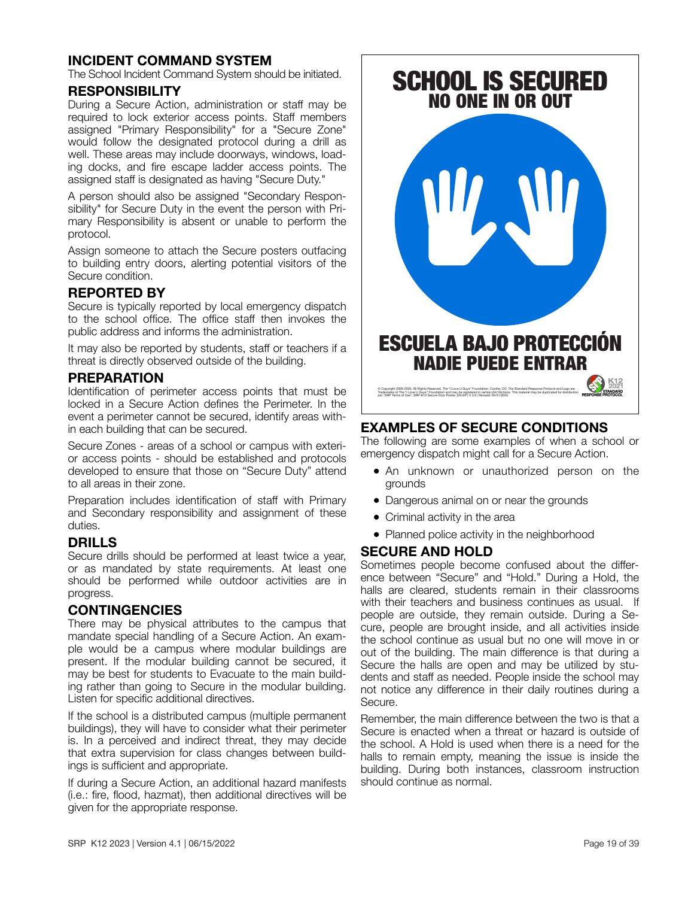## INCIDENT COMMAND SYSTEM

The School Incident Command System should be initiated.

## RESPONSIBILITY

During a Secure Action, administration or staff may be required to lock exterior access points. Staff members assigned "Primary Responsibility" for a "Secure Zone" would follow the designated protocol during a drill as well. These areas may include doorways, windows, loading docks, and fire escape ladder access points. The assigned staff is designated as having "Secure Duty."

A person should also be assigned "Secondary Responsibility" for Secure Duty in the event the person with Primary Responsibility is absent or unable to perform the protocol.

Assign someone to attach the Secure posters outfacing to building entry doors, alerting potential visitors of the Secure condition.

## REPORTED BY

Secure is typically reported by local emergency dispatch to the school office. The office staff then invokes the public address and informs the administration.

It may also be reported by students, staff or teachers if a threat is directly observed outside of the building.

## PREPARATION

Identification of perimeter access points that must be locked in a Secure Action defines the Perimeter. In the event a perimeter cannot be secured, identify areas within each building that can be secured.

Secure Zones - areas of a school or campus with exterior access points - should be established and protocols developed to ensure that those on "Secure Duty" attend to all areas in their zone.

Preparation includes identification of staff with Primary and Secondary responsibility and assignment of these duties.

## DRILLS

Secure drills should be performed at least twice a year, or as mandated by state requirements. At least one should be performed while outdoor activities are in progress.

## CONTINGENCIES

There may be physical attributes to the campus that mandate special handling of a Secure Action. An example would be a campus where modular buildings are present. If the modular building cannot be secured, it may be best for students to Evacuate to the main building rather than going to Secure in the modular building. Listen for specific additional directives.

If the school is a distributed campus (multiple permanent buildings), they will have to consider what their perimeter is. In a perceived and indirect threat, they may decide that extra supervision for class changes between buildings is sufficient and appropriate.

If during a Secure Action, an additional hazard manifests (i.e.: fire, flood, hazmat), then additional directives will be given for the appropriate response.

**SCHOOL IS SECURED**
**NO ONE IN OR OUT**

**ESCUELA BAJO PROTECCIÓN**
**NADIE PUEDE ENTRAR**

© Copyright 2009-2020, All Rights Reserved. The "I Love U Guys" Foundation. Conifer, CO. The Standard Response Protocol and Logo are Trademarks of The "I Love U Guys" Foundation and may be registered in certain jurisdictions. This material may be duplicated for distribution per "SRP Terms of Use". SRP-K12 Secure Door Poster_EN-SP| V 3.0 | Revised: 04/01/2020

K12 2021 STANDARD RESPONSE PROTOCOL

## EXAMPLES OF SECURE CONDITIONS

The following are some examples of when a school or emergency dispatch might call for a Secure Action.

- An unknown or unauthorized person on the grounds
- Dangerous animal on or near the grounds
- Criminal activity in the area
- Planned police activity in the neighborhood

## SECURE AND HOLD

Sometimes people become confused about the difference between "Secure" and "Hold." During a Hold, the halls are cleared, students remain in their classrooms with their teachers and business continues as usual. If people are outside, they remain outside. During a Secure, people are brought inside, and all activities inside the school continue as usual but no one will move in or out of the building. The main difference is that during a Secure the halls are open and may be utilized by students and staff as needed. People inside the school may not notice any difference in their daily routines during a Secure.

Remember, the main difference between the two is that a Secure is enacted when a threat or hazard is outside of the school. A Hold is used when there is a need for the halls to remain empty, meaning the issue is inside the building. During both instances, classroom instruction should continue as normal.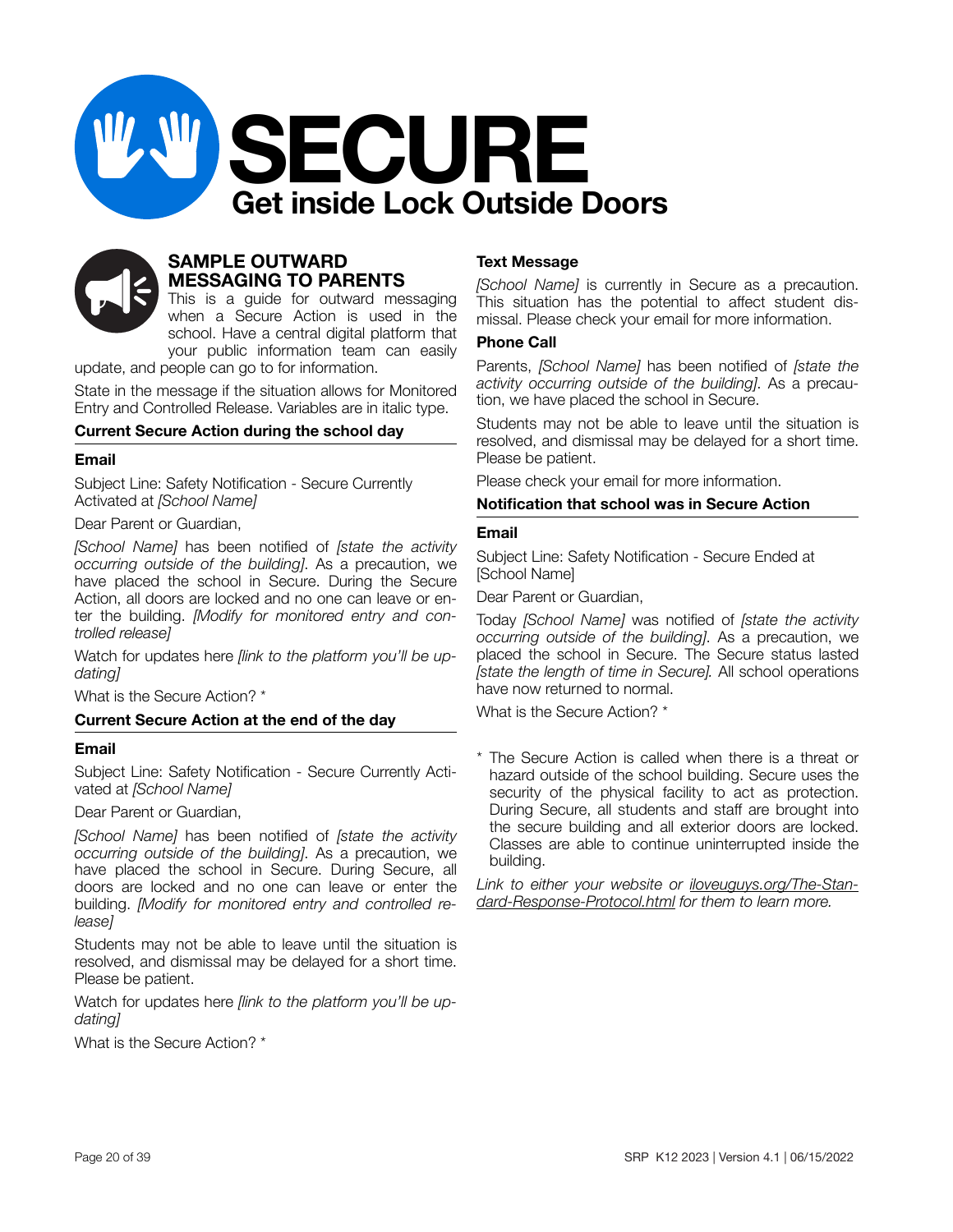# SECURE

## Get inside Lock Outside Doors

## SAMPLE OUTWARD MESSAGING TO PARENTS

This is a guide for outward messaging when a Secure Action is used in the school. Have a central digital platform that your public information team can easily update, and people can go to for information.

State in the message if the situation allows for Monitored Entry and Controlled Release. Variables are in italic type.

### Current Secure Action during the school day

**Email**

Subject Line: Safety Notification - Secure Currently Activated at *[School Name]*

Dear Parent or Guardian,

*[School Name]* has been notified of *[state the activity occurring outside of the building]*. As a precaution, we have placed the school in Secure. During the Secure Action, all doors are locked and no one can leave or enter the building. *[Modify for monitored entry and controlled release]*

Watch for updates here *[link to the platform you'll be updating]*

What is the Secure Action? *

### Current Secure Action at the end of the day

**Email**

Subject Line: Safety Notification - Secure Currently Activated at *[School Name]*

Dear Parent or Guardian,

*[School Name]* has been notified of *[state the activity occurring outside of the building]*. As a precaution, we have placed the school in Secure. During Secure, all doors are locked and no one can leave or enter the building. *[Modify for monitored entry and controlled release]*

Students may not be able to leave until the situation is resolved, and dismissal may be delayed for a short time. Please be patient.

Watch for updates here *[link to the platform you'll be updating]*

What is the Secure Action? *

**Text Message**

*[School Name]* is currently in Secure as a precaution. This situation has the potential to affect student dismissal. Please check your email for more information.

**Phone Call**

Parents, *[School Name]* has been notified of *[state the activity occurring outside of the building]*. As a precaution, we have placed the school in Secure.

Students may not be able to leave until the situation is resolved, and dismissal may be delayed for a short time. Please be patient.

Please check your email for more information.

### Notification that school was in Secure Action

**Email**

Subject Line: Safety Notification - Secure Ended at [School Name]

Dear Parent or Guardian,

Today *[School Name]* was notified of *[state the activity occurring outside of the building]*. As a precaution, we placed the school in Secure. The Secure status lasted *[state the length of time in Secure]*. All school operations have now returned to normal.

What is the Secure Action? *

\* The Secure Action is called when there is a threat or hazard outside of the school building. Secure uses the security of the physical facility to act as protection. During Secure, all students and staff are brought into the secure building and all exterior doors are locked. Classes are able to continue uninterrupted inside the building.

*Link to either your website or iloveuguys.org/The-Standard-Response-Protocol.html for them to learn more.*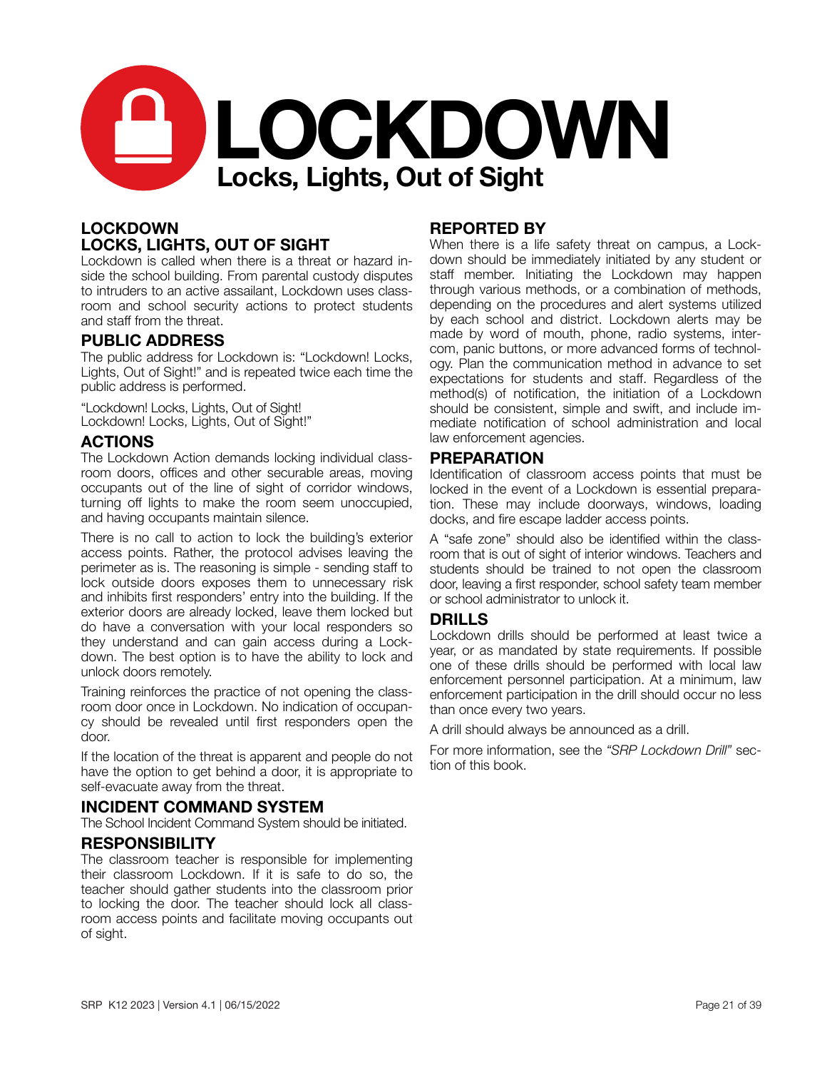# LOCKDOWN

**Locks, Lights, Out of Sight**

## LOCKDOWN
## LOCKS, LIGHTS, OUT OF SIGHT

Lockdown is called when there is a threat or hazard inside the school building. From parental custody disputes to intruders to an active assailant, Lockdown uses classroom and school security actions to protect students and staff from the threat.

## PUBLIC ADDRESS

The public address for Lockdown is: "Lockdown! Locks, Lights, Out of Sight!" and is repeated twice each time the public address is performed.

"Lockdown! Locks, Lights, Out of Sight!
Lockdown! Locks, Lights, Out of Sight!"

## ACTIONS

The Lockdown Action demands locking individual classroom doors, offices and other securable areas, moving occupants out of the line of sight of corridor windows, turning off lights to make the room seem unoccupied, and having occupants maintain silence.

There is no call to action to lock the building's exterior access points. Rather, the protocol advises leaving the perimeter as is. The reasoning is simple - sending staff to lock outside doors exposes them to unnecessary risk and inhibits first responders' entry into the building. If the exterior doors are already locked, leave them locked but do have a conversation with your local responders so they understand and can gain access during a Lockdown. The best option is to have the ability to lock and unlock doors remotely.

Training reinforces the practice of not opening the classroom door once in Lockdown. No indication of occupancy should be revealed until first responders open the door.

If the location of the threat is apparent and people do not have the option to get behind a door, it is appropriate to self-evacuate away from the threat.

## INCIDENT COMMAND SYSTEM

The School Incident Command System should be initiated.

## RESPONSIBILITY

The classroom teacher is responsible for implementing their classroom Lockdown. If it is safe to do so, the teacher should gather students into the classroom prior to locking the door. The teacher should lock all classroom access points and facilitate moving occupants out of sight.

## REPORTED BY

When there is a life safety threat on campus, a Lockdown should be immediately initiated by any student or staff member. Initiating the Lockdown may happen through various methods, or a combination of methods, depending on the procedures and alert systems utilized by each school and district. Lockdown alerts may be made by word of mouth, phone, radio systems, intercom, panic buttons, or more advanced forms of technology. Plan the communication method in advance to set expectations for students and staff. Regardless of the method(s) of notification, the initiation of a Lockdown should be consistent, simple and swift, and include immediate notification of school administration and local law enforcement agencies.

## PREPARATION

Identification of classroom access points that must be locked in the event of a Lockdown is essential preparation. These may include doorways, windows, loading docks, and fire escape ladder access points.

A "safe zone" should also be identified within the classroom that is out of sight of interior windows. Teachers and students should be trained to not open the classroom door, leaving a first responder, school safety team member or school administrator to unlock it.

## DRILLS

Lockdown drills should be performed at least twice a year, or as mandated by state requirements. If possible one of these drills should be performed with local law enforcement personnel participation. At a minimum, law enforcement participation in the drill should occur no less than once every two years.

A drill should always be announced as a drill.

For more information, see the *"SRP Lockdown Drill"* section of this book.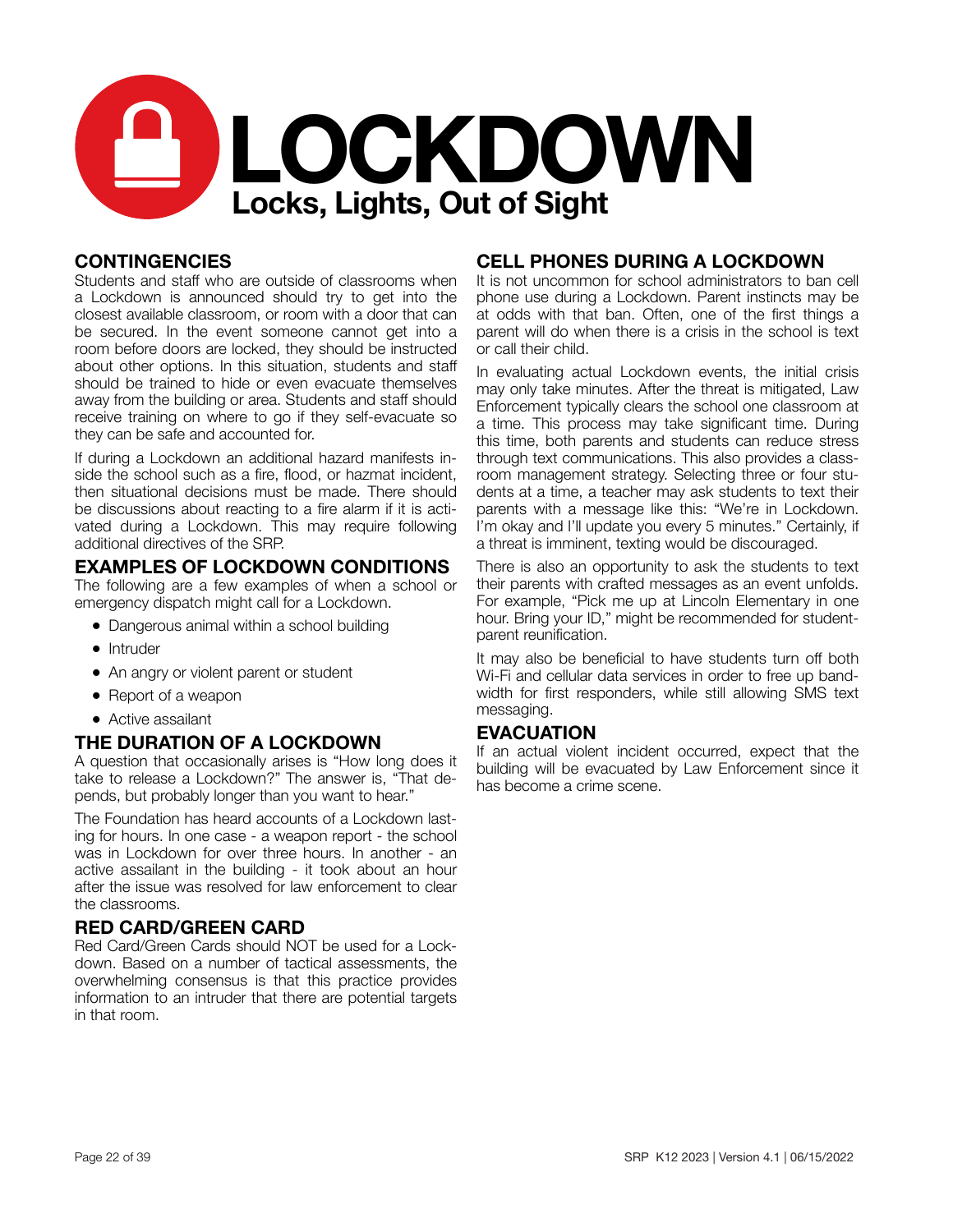# LOCKDOWN

## Locks, Lights, Out of Sight

### CONTINGENCIES

Students and staff who are outside of classrooms when a Lockdown is announced should try to get into the closest available classroom, or room with a door that can be secured. In the event someone cannot get into a room before doors are locked, they should be instructed about other options. In this situation, students and staff should be trained to hide or even evacuate themselves away from the building or area. Students and staff should receive training on where to go if they self-evacuate so they can be safe and accounted for.

If during a Lockdown an additional hazard manifests inside the school such as a fire, flood, or hazmat incident, then situational decisions must be made. There should be discussions about reacting to a fire alarm if it is activated during a Lockdown. This may require following additional directives of the SRP.

### EXAMPLES OF LOCKDOWN CONDITIONS

The following are a few examples of when a school or emergency dispatch might call for a Lockdown.

- Dangerous animal within a school building
- Intruder
- An angry or violent parent or student
- Report of a weapon
- Active assailant

### THE DURATION OF A LOCKDOWN

A question that occasionally arises is "How long does it take to release a Lockdown?" The answer is, "That depends, but probably longer than you want to hear."

The Foundation has heard accounts of a Lockdown lasting for hours. In one case - a weapon report - the school was in Lockdown for over three hours. In another - an active assailant in the building - it took about an hour after the issue was resolved for law enforcement to clear the classrooms.

### RED CARD/GREEN CARD

Red Card/Green Cards should NOT be used for a Lockdown. Based on a number of tactical assessments, the overwhelming consensus is that this practice provides information to an intruder that there are potential targets in that room.

### CELL PHONES DURING A LOCKDOWN

It is not uncommon for school administrators to ban cell phone use during a Lockdown. Parent instincts may be at odds with that ban. Often, one of the first things a parent will do when there is a crisis in the school is text or call their child.

In evaluating actual Lockdown events, the initial crisis may only take minutes. After the threat is mitigated, Law Enforcement typically clears the school one classroom at a time. This process may take significant time. During this time, both parents and students can reduce stress through text communications. This also provides a classroom management strategy. Selecting three or four students at a time, a teacher may ask students to text their parents with a message like this: "We're in Lockdown. I'm okay and I'll update you every 5 minutes." Certainly, if a threat is imminent, texting would be discouraged.

There is also an opportunity to ask the students to text their parents with crafted messages as an event unfolds. For example, "Pick me up at Lincoln Elementary in one hour. Bring your ID," might be recommended for student-parent reunification.

It may also be beneficial to have students turn off both Wi-Fi and cellular data services in order to free up bandwidth for first responders, while still allowing SMS text messaging.

### EVACUATION

If an actual violent incident occurred, expect that the building will be evacuated by Law Enforcement since it has become a crime scene.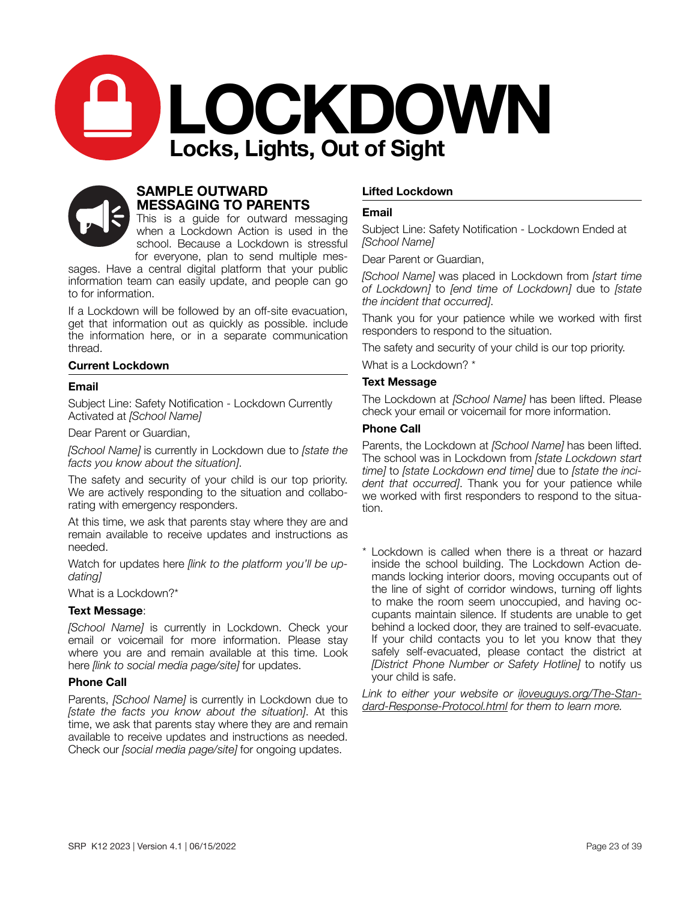# LOCKDOWN

## Locks, Lights, Out of Sight

## SAMPLE OUTWARD MESSAGING TO PARENTS

This is a guide for outward messaging when a Lockdown Action is used in the school. Because a Lockdown is stressful for everyone, plan to send multiple messages. Have a central digital platform that your public information team can easily update, and people can go to for information.

If a Lockdown will be followed by an off-site evacuation, get that information out as quickly as possible. include the information here, or in a separate communication thread.

### Current Lockdown

#### Email

Subject Line: Safety Notification - Lockdown Currently Activated at *[School Name]*

Dear Parent or Guardian,

*[School Name]* is currently in Lockdown due to *[state the facts you know about the situation]*.

The safety and security of your child is our top priority. We are actively responding to the situation and collaborating with emergency responders.

At this time, we ask that parents stay where they are and remain available to receive updates and instructions as needed.

Watch for updates here *[link to the platform you'll be updating]*

What is a Lockdown?*

#### Text Message:

*[School Name]* is currently in Lockdown. Check your email or voicemail for more information. Please stay where you are and remain available at this time. Look here *[link to social media page/site]* for updates.

#### Phone Call

Parents, *[School Name]* is currently in Lockdown due to *[state the facts you know about the situation]*. At this time, we ask that parents stay where they are and remain available to receive updates and instructions as needed. Check our *[social media page/site]* for ongoing updates.

### Lifted Lockdown

#### Email

Subject Line: Safety Notification - Lockdown Ended at *[School Name]*

Dear Parent or Guardian,

*[School Name]* was placed in Lockdown from *[start time of Lockdown]* to *[end time of Lockdown]* due to *[state the incident that occurred]*.

Thank you for your patience while we worked with first responders to respond to the situation.

The safety and security of your child is our top priority.

What is a Lockdown? *

#### Text Message

The Lockdown at *[School Name]* has been lifted. Please check your email or voicemail for more information.

#### Phone Call

Parents, the Lockdown at *[School Name]* has been lifted. The school was in Lockdown from *[state Lockdown start time]* to *[state Lockdown end time]* due to *[state the incident that occurred]*. Thank you for your patience while we worked with first responders to respond to the situation.

\* Lockdown is called when there is a threat or hazard inside the school building. The Lockdown Action demands locking interior doors, moving occupants out of the line of sight of corridor windows, turning off lights to make the room seem unoccupied, and having occupants maintain silence. If students are unable to get behind a locked door, they are trained to self-evacuate. If your child contacts you to let you know that they safely self-evacuated, please contact the district at *[District Phone Number or Safety Hotline]* to notify us your child is safe.

*Link to either your website or iloveuguys.org/The-Standard-Response-Protocol.html for them to learn more.*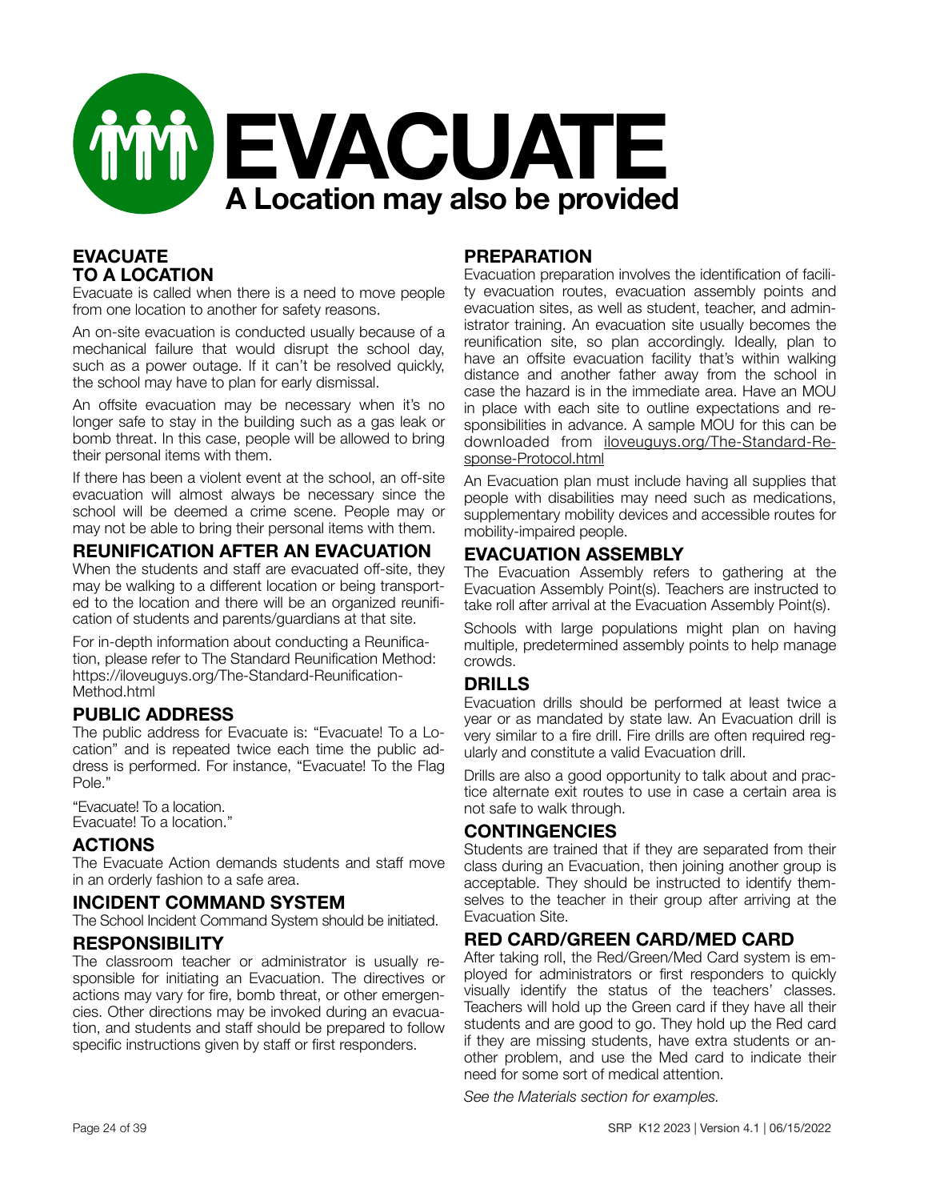# EVACUATE

## A Location may also be provided

### EVACUATE TO A LOCATION

Evacuate is called when there is a need to move people from one location to another for safety reasons.

An on-site evacuation is conducted usually because of a mechanical failure that would disrupt the school day, such as a power outage. If it can't be resolved quickly, the school may have to plan for early dismissal.

An offsite evacuation may be necessary when it's no longer safe to stay in the building such as a gas leak or bomb threat. In this case, people will be allowed to bring their personal items with them.

If there has been a violent event at the school, an off-site evacuation will almost always be necessary since the school will be deemed a crime scene. People may or may not be able to bring their personal items with them.

### REUNIFICATION AFTER AN EVACUATION

When the students and staff are evacuated off-site, they may be walking to a different location or being transported to the location and there will be an organized reunification of students and parents/guardians at that site.

For in-depth information about conducting a Reunification, please refer to The Standard Reunification Method: https://iloveguys.org/The-Standard-Reunification-Method.html

### PUBLIC ADDRESS

The public address for Evacuate is: "Evacuate! To a Location" and is repeated twice each time the public address is performed. For instance, "Evacuate! To the Flag Pole."

"Evacuate! To a location.
Evacuate! To a location."

### ACTIONS

The Evacuate Action demands students and staff move in an orderly fashion to a safe area.

### INCIDENT COMMAND SYSTEM

The School Incident Command System should be initiated.

### RESPONSIBILITY

The classroom teacher or administrator is usually responsible for initiating an Evacuation. The directives or actions may vary for fire, bomb threat, or other emergencies. Other directions may be invoked during an evacuation, and students and staff should be prepared to follow specific instructions given by staff or first responders.

### PREPARATION

Evacuation preparation involves the identification of facility evacuation routes, evacuation assembly points and evacuation sites, as well as student, teacher, and administrator training. An evacuation site usually becomes the reunification site, so plan accordingly. Ideally, plan to have an offsite evacuation facility that's within walking distance and another father away from the school in case the hazard is in the immediate area. Have an MOU in place with each site to outline expectations and responsibilities in advance. A sample MOU for this can be downloaded from iloveguys.org/The-Standard-Response-Protocol.html

An Evacuation plan must include having all supplies that people with disabilities may need such as medications, supplementary mobility devices and accessible routes for mobility-impaired people.

### EVACUATION ASSEMBLY

The Evacuation Assembly refers to gathering at the Evacuation Assembly Point(s). Teachers are instructed to take roll after arrival at the Evacuation Assembly Point(s).

Schools with large populations might plan on having multiple, predetermined assembly points to help manage crowds.

### DRILLS

Evacuation drills should be performed at least twice a year or as mandated by state law. An Evacuation drill is very similar to a fire drill. Fire drills are often required regularly and constitute a valid Evacuation drill.

Drills are also a good opportunity to talk about and practice alternate exit routes to use in case a certain area is not safe to walk through.

### CONTINGENCIES

Students are trained that if they are separated from their class during an Evacuation, then joining another group is acceptable. They should be instructed to identify themselves to the teacher in their group after arriving at the Evacuation Site.

### RED CARD/GREEN CARD/MED CARD

After taking roll, the Red/Green/Med Card system is employed for administrators or first responders to quickly visually identify the status of the teachers' classes. Teachers will hold up the Green card if they have all their students and are good to go. They hold up the Red card if they are missing students, have extra students or another problem, and use the Med card to indicate their need for some sort of medical attention.

*See the Materials section for examples.*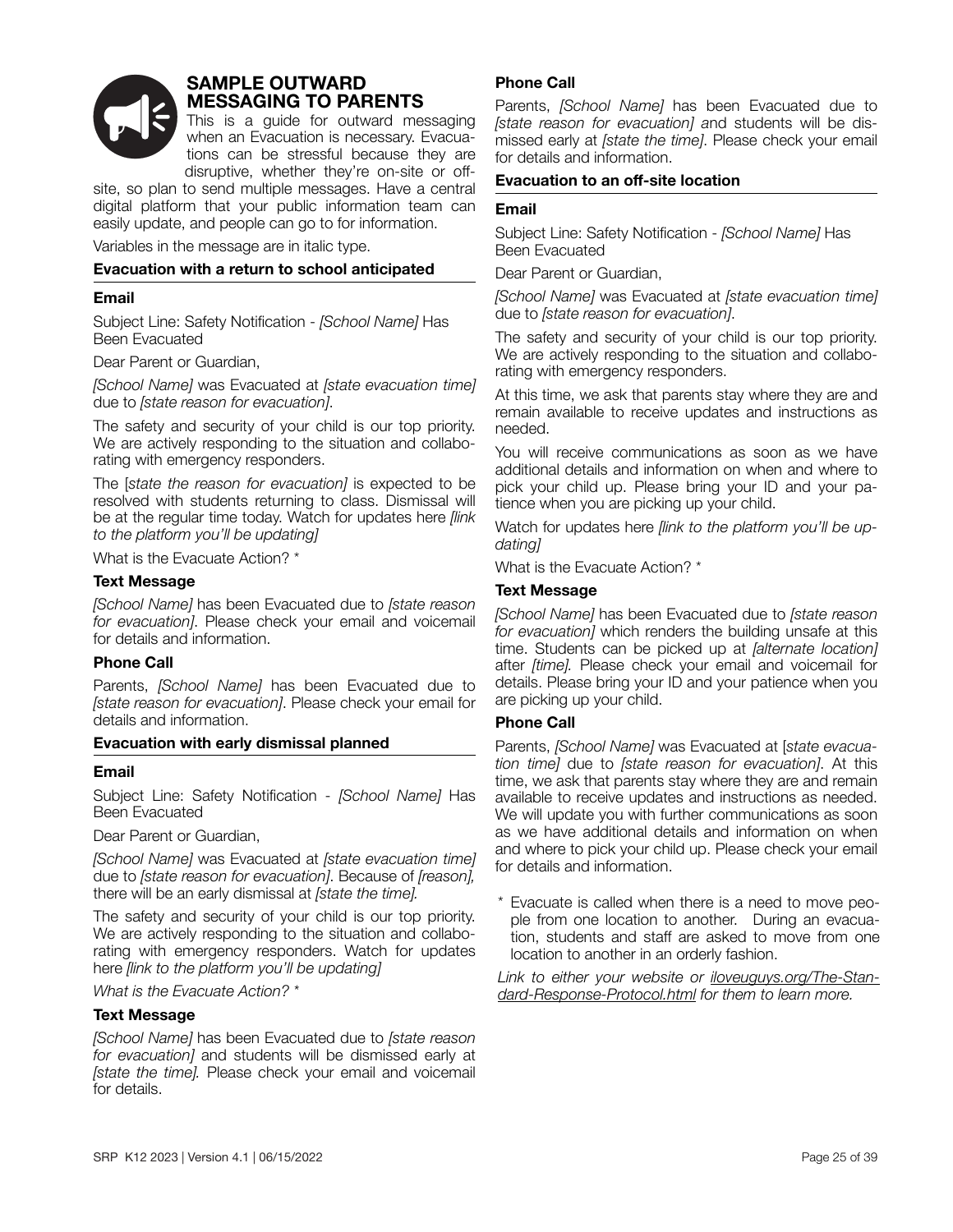## SAMPLE OUTWARD MESSAGING TO PARENTS

This is a guide for outward messaging when an Evacuation is necessary. Evacuations can be stressful because they are disruptive, whether they're on-site or off-site, so plan to send multiple messages. Have a central digital platform that your public information team can easily update, and people can go to for information.

Variables in the message are in italic type.

### Evacuation with a return to school anticipated

#### Email

Subject Line: Safety Notification - *[School Name]* Has Been Evacuated

Dear Parent or Guardian,

*[School Name]* was Evacuated at *[state evacuation time]* due to *[state reason for evacuation]*.

The safety and security of your child is our top priority. We are actively responding to the situation and collaborating with emergency responders.

The [*state the reason for evacuation]* is expected to be resolved with students returning to class. Dismissal will be at the regular time today. Watch for updates here *[link to the platform you'll be updating]*

What is the Evacuate Action? *

#### Text Message

*[School Name]* has been Evacuated due to *[state reason for evacuation]*. Please check your email and voicemail for details and information.

#### Phone Call

Parents, *[School Name]* has been Evacuated due to *[state reason for evacuation]*. Please check your email for details and information.

### Evacuation with early dismissal planned

#### Email

Subject Line: Safety Notification - *[School Name]* Has Been Evacuated

Dear Parent or Guardian,

*[School Name]* was Evacuated at *[state evacuation time]* due to *[state reason for evacuation]*. Because of *[reason],* there will be an early dismissal at *[state the time].*

The safety and security of your child is our top priority. We are actively responding to the situation and collaborating with emergency responders. Watch for updates here *[link to the platform you'll be updating]*

*What is the Evacuate Action? **

#### Text Message

*[School Name]* has been Evacuated due to *[state reason for evacuation]* and students will be dismissed early at *[state the time].* Please check your email and voicemail for details.

#### Phone Call

Parents, *[School Name]* has been Evacuated due to *[state reason for evacuation]* and students will be dismissed early at *[state the time]*. Please check your email for details and information.

### Evacuation to an off-site location

#### Email

Subject Line: Safety Notification - *[School Name]* Has Been Evacuated

Dear Parent or Guardian,

*[School Name]* was Evacuated at *[state evacuation time]* due to *[state reason for evacuation]*.

The safety and security of your child is our top priority. We are actively responding to the situation and collaborating with emergency responders.

At this time, we ask that parents stay where they are and remain available to receive updates and instructions as needed.

You will receive communications as soon as we have additional details and information on when and where to pick your child up. Please bring your ID and your patience when you are picking up your child.

Watch for updates here *[link to the platform you'll be updating]*

What is the Evacuate Action? *

#### Text Message

*[School Name]* has been Evacuated due to *[state reason for evacuation]* which renders the building unsafe at this time. Students can be picked up at *[alternate location]* after *[time].* Please check your email and voicemail for details. Please bring your ID and your patience when you are picking up your child.

#### Phone Call

Parents, *[School Name]* was Evacuated at [*state evacuation time]* due to *[state reason for evacuation]*. At this time, we ask that parents stay where they are and remain available to receive updates and instructions as needed. We will update you with further communications as soon as we have additional details and information on when and where to pick your child up. Please check your email for details and information.

\* Evacuate is called when there is a need to move people from one location to another. During an evacuation, students and staff are asked to move from one location to another in an orderly fashion.

*Link to either your website or iloveguys.org/The-Standard-Response-Protocol.html for them to learn more.*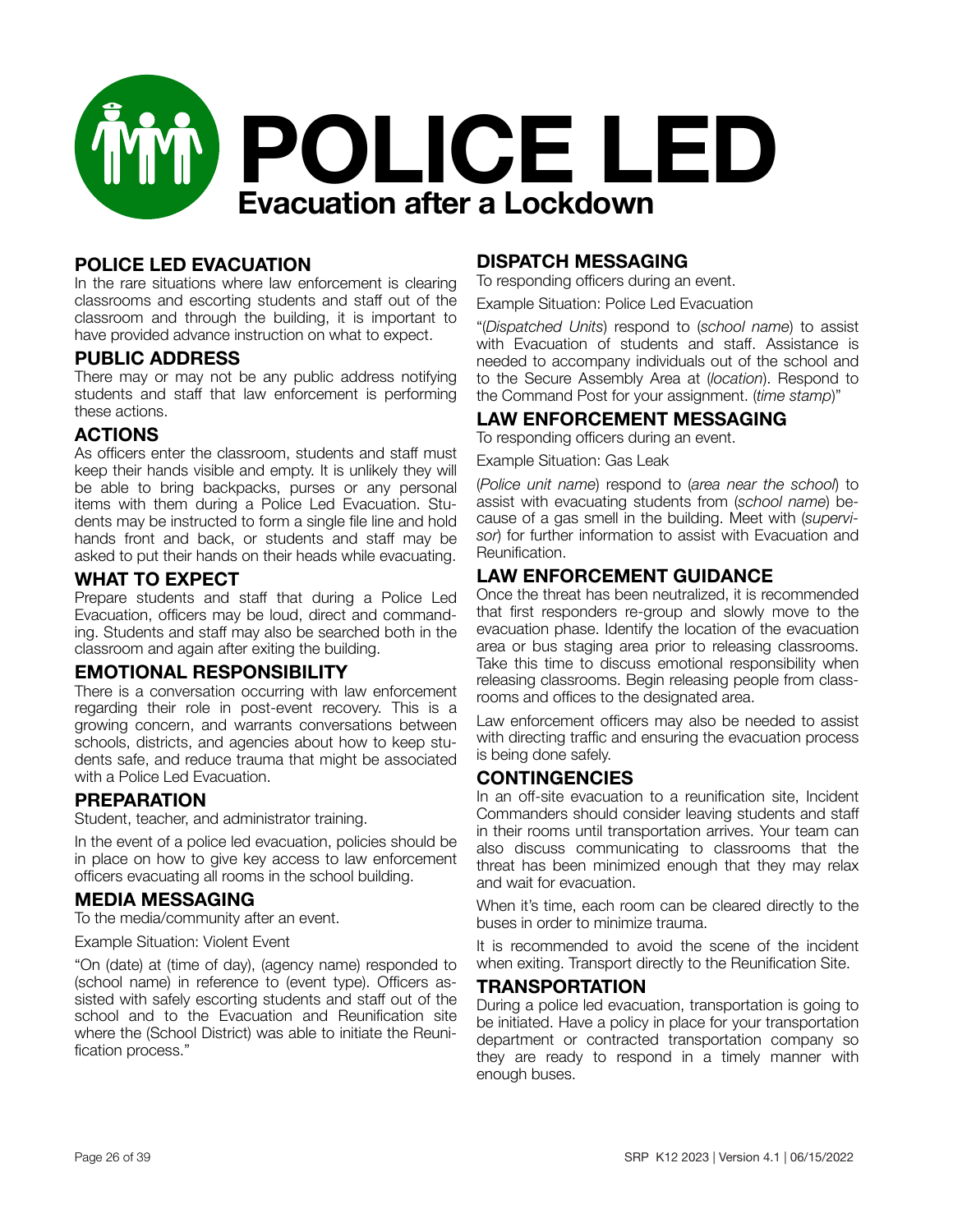# POLICE LED

## Evacuation after a Lockdown

### POLICE LED EVACUATION

In the rare situations where law enforcement is clearing classrooms and escorting students and staff out of the classroom and through the building, it is important to have provided advance instruction on what to expect.

### PUBLIC ADDRESS

There may or may not be any public address notifying students and staff that law enforcement is performing these actions.

### ACTIONS

As officers enter the classroom, students and staff must keep their hands visible and empty. It is unlikely they will be able to bring backpacks, purses or any personal items with them during a Police Led Evacuation. Students may be instructed to form a single file line and hold hands front and back, or students and staff may be asked to put their hands on their heads while evacuating.

### WHAT TO EXPECT

Prepare students and staff that during a Police Led Evacuation, officers may be loud, direct and commanding. Students and staff may also be searched both in the classroom and again after exiting the building.

### EMOTIONAL RESPONSIBILITY

There is a conversation occurring with law enforcement regarding their role in post-event recovery. This is a growing concern, and warrants conversations between schools, districts, and agencies about how to keep students safe, and reduce trauma that might be associated with a Police Led Evacuation.

### PREPARATION

Student, teacher, and administrator training.

In the event of a police led evacuation, policies should be in place on how to give key access to law enforcement officers evacuating all rooms in the school building.

### MEDIA MESSAGING

To the media/community after an event.

Example Situation: Violent Event

"On (date) at (time of day), (agency name) responded to (school name) in reference to (event type). Officers assisted with safely escorting students and staff out of the school and to the Evacuation and Reunification site where the (School District) was able to initiate the Reunification process."

### DISPATCH MESSAGING

To responding officers during an event.

Example Situation: Police Led Evacuation

"(*Dispatched Units*) respond to (*school name*) to assist with Evacuation of students and staff. Assistance is needed to accompany individuals out of the school and to the Secure Assembly Area at (*location*). Respond to the Command Post for your assignment. (*time stamp*)"

### LAW ENFORCEMENT MESSAGING

To responding officers during an event.

Example Situation: Gas Leak

(*Police unit name*) respond to (*area near the school*) to assist with evacuating students from (*school name*) because of a gas smell in the building. Meet with (*supervisor*) for further information to assist with Evacuation and Reunification.

### LAW ENFORCEMENT GUIDANCE

Once the threat has been neutralized, it is recommended that first responders re-group and slowly move to the evacuation phase. Identify the location of the evacuation area or bus staging area prior to releasing classrooms. Take this time to discuss emotional responsibility when releasing classrooms. Begin releasing people from classrooms and offices to the designated area.

Law enforcement officers may also be needed to assist with directing traffic and ensuring the evacuation process is being done safely.

### CONTINGENCIES

In an off-site evacuation to a reunification site, Incident Commanders should consider leaving students and staff in their rooms until transportation arrives. Your team can also discuss communicating to classrooms that the threat has been minimized enough that they may relax and wait for evacuation.

When it's time, each room can be cleared directly to the buses in order to minimize trauma.

It is recommended to avoid the scene of the incident when exiting. Transport directly to the Reunification Site.

### TRANSPORTATION

During a police led evacuation, transportation is going to be initiated. Have a policy in place for your transportation department or contracted transportation company so they are ready to respond in a timely manner with enough buses.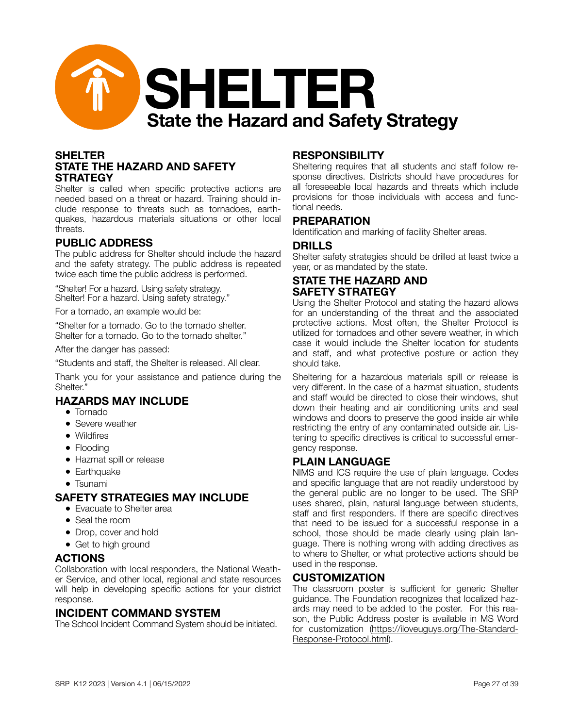# SHELTER

## State the Hazard and Safety Strategy

### SHELTER
### STATE THE HAZARD AND SAFETY STRATEGY

Shelter is called when specific protective actions are needed based on a threat or hazard. Training should include response to threats such as tornadoes, earthquakes, hazardous materials situations or other local threats.

### PUBLIC ADDRESS

The public address for Shelter should include the hazard and the safety strategy. The public address is repeated twice each time the public address is performed.

"Shelter! For a hazard. Using safety strategy.
Shelter! For a hazard. Using safety strategy."

For a tornado, an example would be:

"Shelter for a tornado. Go to the tornado shelter.
Shelter for a tornado. Go to the tornado shelter."

After the danger has passed:

"Students and staff, the Shelter is released. All clear.

Thank you for your assistance and patience during the Shelter."

### HAZARDS MAY INCLUDE

- Tornado
- Severe weather
- Wildfires
- Flooding
- Hazmat spill or release
- Earthquake
- Tsunami

### SAFETY STRATEGIES MAY INCLUDE

- Evacuate to Shelter area
- Seal the room
- Drop, cover and hold
- Get to high ground

### ACTIONS

Collaboration with local responders, the National Weather Service, and other local, regional and state resources will help in developing specific actions for your district response.

### INCIDENT COMMAND SYSTEM

The School Incident Command System should be initiated.

### RESPONSIBILITY

Sheltering requires that all students and staff follow response directives. Districts should have procedures for all foreseeable local hazards and threats which include provisions for those individuals with access and functional needs.

### PREPARATION

Identification and marking of facility Shelter areas.

### DRILLS

Shelter safety strategies should be drilled at least twice a year, or as mandated by the state.

### STATE THE HAZARD AND SAFETY STRATEGY

Using the Shelter Protocol and stating the hazard allows for an understanding of the threat and the associated protective actions. Most often, the Shelter Protocol is utilized for tornadoes and other severe weather, in which case it would include the Shelter location for students and staff, and what protective posture or action they should take.

Sheltering for a hazardous materials spill or release is very different. In the case of a hazmat situation, students and staff would be directed to close their windows, shut down their heating and air conditioning units and seal windows and doors to preserve the good inside air while restricting the entry of any contaminated outside air. Listening to specific directives is critical to successful emergency response.

### PLAIN LANGUAGE

NIMS and ICS require the use of plain language. Codes and specific language that are not readily understood by the general public are no longer to be used. The SRP uses shared, plain, natural language between students, staff and first responders. If there are specific directives that need to be issued for a successful response in a school, those should be made clearly using plain language. There is nothing wrong with adding directives as to where to Shelter, or what protective actions should be used in the response.

### CUSTOMIZATION

The classroom poster is sufficient for generic Shelter guidance. The Foundation recognizes that localized hazards may need to be added to the poster. For this reason, the Public Address poster is available in MS Word for customization (https://iloveuguys.org/The-Standard-Response-Protocol.html).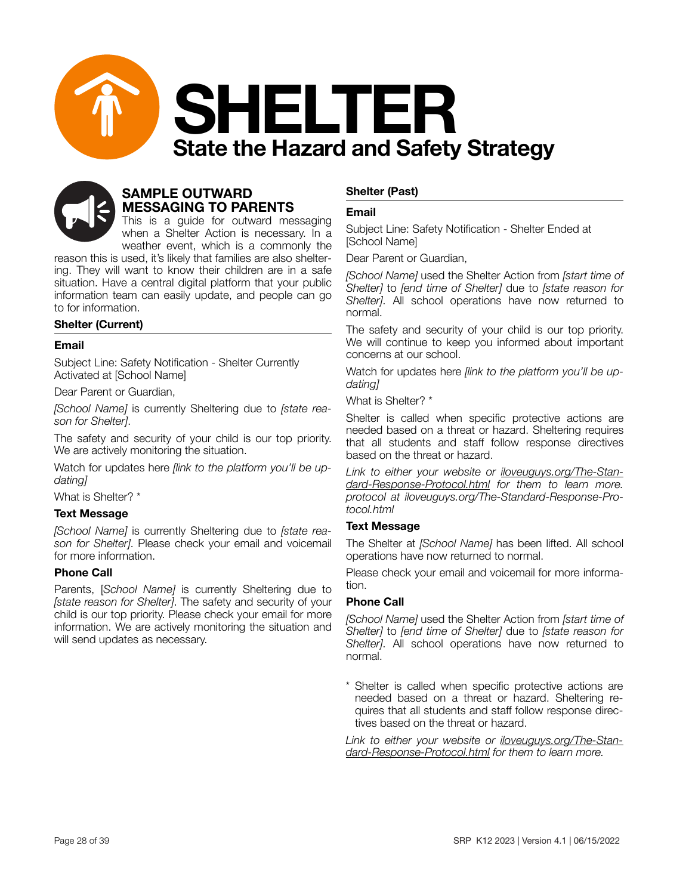# SHELTER

## State the Hazard and Safety Strategy

### SAMPLE OUTWARD MESSAGING TO PARENTS

This is a guide for outward messaging when a Shelter Action is necessary. In a weather event, which is a commonly the reason this is used, it's likely that families are also sheltering. They will want to know their children are in a safe situation. Have a central digital platform that your public information team can easily update, and people can go to for information.

#### Shelter (Current)

**Email**

Subject Line: Safety Notification - Shelter Currently Activated at [School Name]

Dear Parent or Guardian,

*[School Name]* is currently Sheltering due to *[state reason for Shelter]*.

The safety and security of your child is our top priority. We are actively monitoring the situation.

Watch for updates here *[link to the platform you'll be updating]*

What is Shelter? *

**Text Message**

*[School Name]* is currently Sheltering due to *[state reason for Shelter]*. Please check your email and voicemail for more information.

**Phone Call**

Parents, [*School Name]* is currently Sheltering due to *[state reason for Shelter]*. The safety and security of your child is our top priority. Please check your email for more information. We are actively monitoring the situation and will send updates as necessary.

#### Shelter (Past)

**Email**

Subject Line: Safety Notification - Shelter Ended at [School Name]

Dear Parent or Guardian,

*[School Name]* used the Shelter Action from *[start time of Shelter]* to *[end time of Shelter]* due to *[state reason for Shelter]*. All school operations have now returned to normal.

The safety and security of your child is our top priority. We will continue to keep you informed about important concerns at our school.

Watch for updates here *[link to the platform you'll be updating]*

What is Shelter? *

Shelter is called when specific protective actions are needed based on a threat or hazard. Sheltering requires that all students and staff follow response directives based on the threat or hazard.

*Link to either your website or iloveuguys.org/The-Standard-Response-Protocol.html for them to learn more. protocol at iloveuguys.org/The-Standard-Response-Protocol.html*

**Text Message**

The Shelter at *[School Name]* has been lifted. All school operations have now returned to normal.

Please check your email and voicemail for more information.

**Phone Call**

*[School Name]* used the Shelter Action from *[start time of Shelter]* to *[end time of Shelter]* due to *[state reason for Shelter]*. All school operations have now returned to normal.

\* Shelter is called when specific protective actions are needed based on a threat or hazard. Sheltering requires that all students and staff follow response directives based on the threat or hazard.

*Link to either your website or iloveuguys.org/The-Standard-Response-Protocol.html for them to learn more.*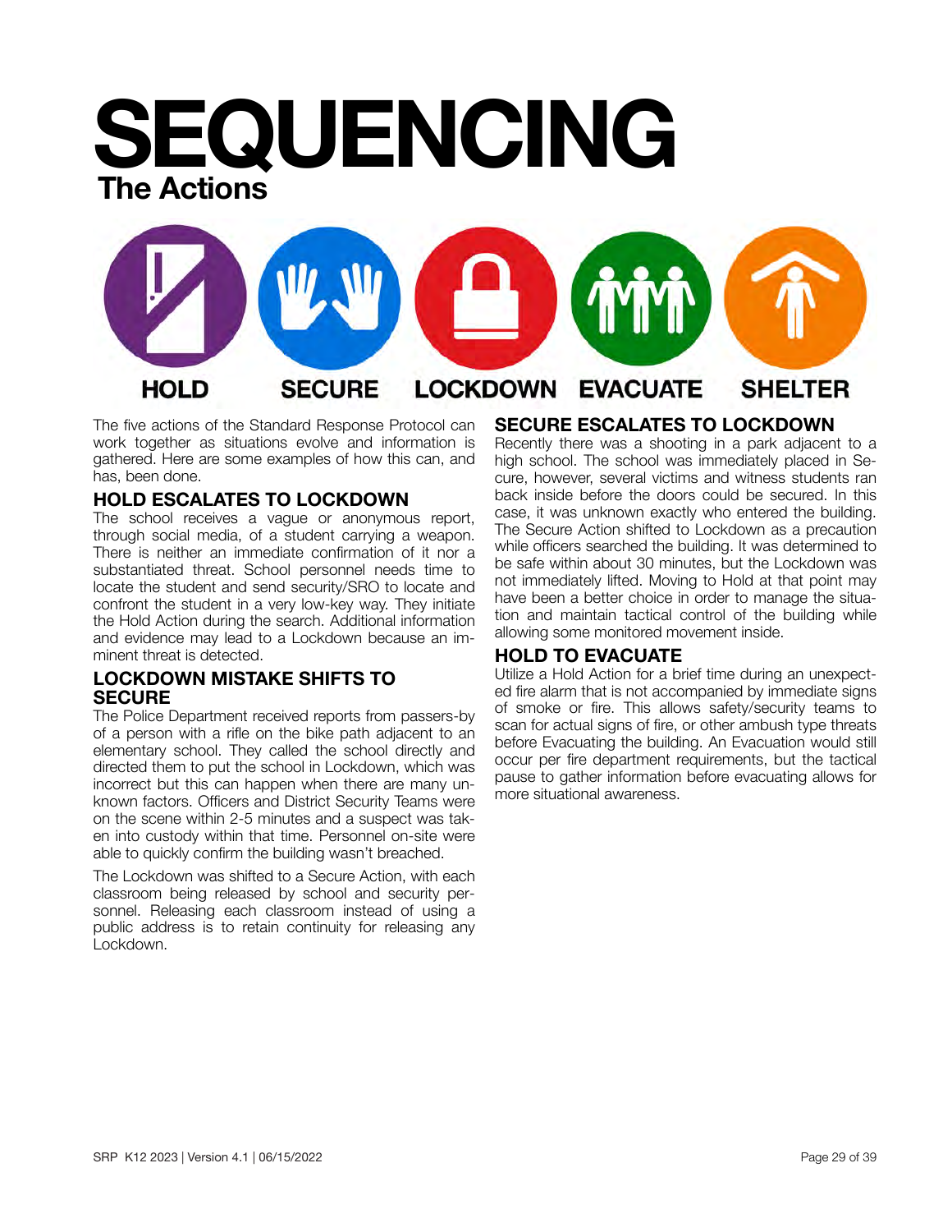# SEQUENCING

## The Actions

HOLD SECURE LOCKDOWN EVACUATE SHELTER

The five actions of the Standard Response Protocol can work together as situations evolve and information is gathered. Here are some examples of how this can, and has, been done.

### HOLD ESCALATES TO LOCKDOWN

The school receives a vague or anonymous report, through social media, of a student carrying a weapon. There is neither an immediate confirmation of it nor a substantiated threat. School personnel needs time to locate the student and send security/SRO to locate and confront the student in a very low-key way. They initiate the Hold Action during the search. Additional information and evidence may lead to a Lockdown because an imminent threat is detected.

### LOCKDOWN MISTAKE SHIFTS TO SECURE

The Police Department received reports from passers-by of a person with a rifle on the bike path adjacent to an elementary school. They called the school directly and directed them to put the school in Lockdown, which was incorrect but this can happen when there are many unknown factors. Officers and District Security Teams were on the scene within 2-5 minutes and a suspect was taken into custody within that time. Personnel on-site were able to quickly confirm the building wasn't breached.

The Lockdown was shifted to a Secure Action, with each classroom being released by school and security personnel. Releasing each classroom instead of using a public address is to retain continuity for releasing any Lockdown.

### SECURE ESCALATES TO LOCKDOWN

Recently there was a shooting in a park adjacent to a high school. The school was immediately placed in Secure, however, several victims and witness students ran back inside before the doors could be secured. In this case, it was unknown exactly who entered the building. The Secure Action shifted to Lockdown as a precaution while officers searched the building. It was determined to be safe within about 30 minutes, but the Lockdown was not immediately lifted. Moving to Hold at that point may have been a better choice in order to manage the situation and maintain tactical control of the building while allowing some monitored movement inside.

### HOLD TO EVACUATE

Utilize a Hold Action for a brief time during an unexpected fire alarm that is not accompanied by immediate signs of smoke or fire. This allows safety/security teams to scan for actual signs of fire, or other ambush type threats before Evacuating the building. An Evacuation would still occur per fire department requirements, but the tactical pause to gather information before evacuating allows for more situational awareness.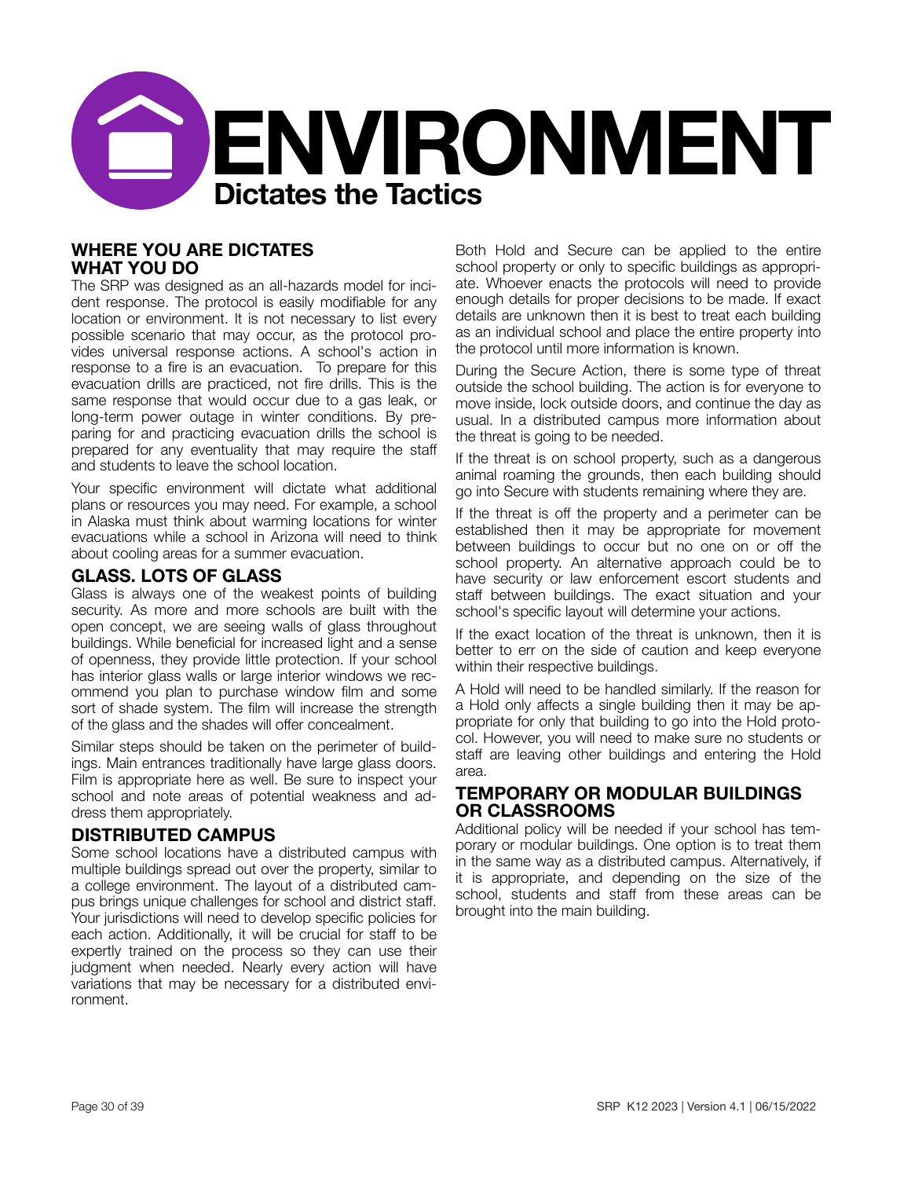# ENVIRONMENT

## Dictates the Tactics

### WHERE YOU ARE DICTATES WHAT YOU DO

The SRP was designed as an all-hazards model for incident response. The protocol is easily modifiable for any location or environment. It is not necessary to list every possible scenario that may occur, as the protocol provides universal response actions. A school's action in response to a fire is an evacuation. To prepare for this evacuation drills are practiced, not fire drills. This is the same response that would occur due to a gas leak, or long-term power outage in winter conditions. By preparing for and practicing evacuation drills the school is prepared for any eventuality that may require the staff and students to leave the school location.

Your specific environment will dictate what additional plans or resources you may need. For example, a school in Alaska must think about warming locations for winter evacuations while a school in Arizona will need to think about cooling areas for a summer evacuation.

### GLASS. LOTS OF GLASS

Glass is always one of the weakest points of building security. As more and more schools are built with the open concept, we are seeing walls of glass throughout buildings. While beneficial for increased light and a sense of openness, they provide little protection. If your school has interior glass walls or large interior windows we recommend you plan to purchase window film and some sort of shade system. The film will increase the strength of the glass and the shades will offer concealment.

Similar steps should be taken on the perimeter of buildings. Main entrances traditionally have large glass doors. Film is appropriate here as well. Be sure to inspect your school and note areas of potential weakness and address them appropriately.

### DISTRIBUTED CAMPUS

Some school locations have a distributed campus with multiple buildings spread out over the property, similar to a college environment. The layout of a distributed campus brings unique challenges for school and district staff. Your jurisdictions will need to develop specific policies for each action. Additionally, it will be crucial for staff to be expertly trained on the process so they can use their judgment when needed. Nearly every action will have variations that may be necessary for a distributed environment.

Both Hold and Secure can be applied to the entire school property or only to specific buildings as appropriate. Whoever enacts the protocols will need to provide enough details for proper decisions to be made. If exact details are unknown then it is best to treat each building as an individual school and place the entire property into the protocol until more information is known.

During the Secure Action, there is some type of threat outside the school building. The action is for everyone to move inside, lock outside doors, and continue the day as usual. In a distributed campus more information about the threat is going to be needed.

If the threat is on school property, such as a dangerous animal roaming the grounds, then each building should go into Secure with students remaining where they are.

If the threat is off the property and a perimeter can be established then it may be appropriate for movement between buildings to occur but no one on or off the school property. An alternative approach could be to have security or law enforcement escort students and staff between buildings. The exact situation and your school's specific layout will determine your actions.

If the exact location of the threat is unknown, then it is better to err on the side of caution and keep everyone within their respective buildings.

A Hold will need to be handled similarly. If the reason for a Hold only affects a single building then it may be appropriate for only that building to go into the Hold protocol. However, you will need to make sure no students or staff are leaving other buildings and entering the Hold area.

### TEMPORARY OR MODULAR BUILDINGS OR CLASSROOMS

Additional policy will be needed if your school has temporary or modular buildings. One option is to treat them in the same way as a distributed campus. Alternatively, if it is appropriate, and depending on the size of the school, students and staff from these areas can be brought into the main building.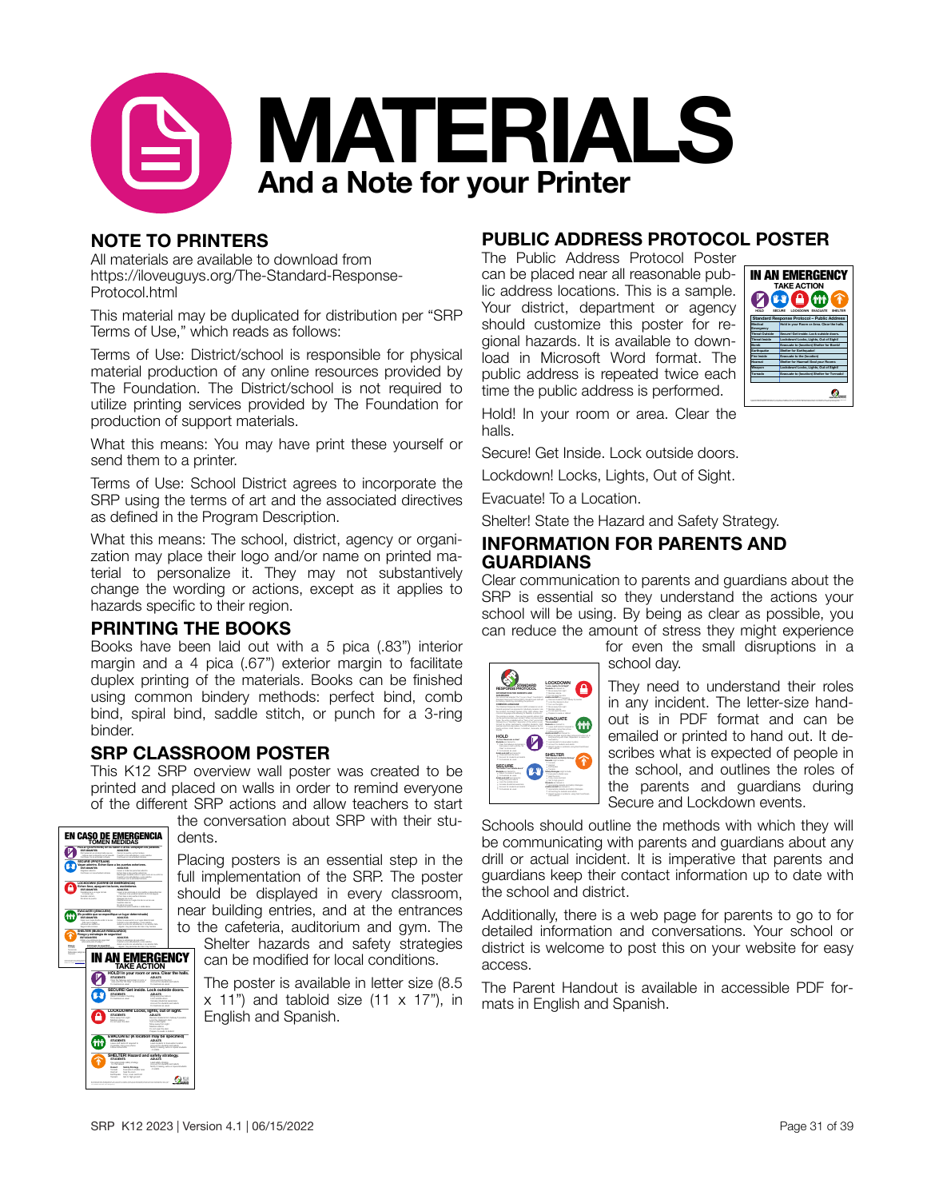# MATERIALS

## And a Note for your Printer

### NOTE TO PRINTERS

All materials are available to download from https://iloveuguys.org/The-Standard-Response-Protocol.html

This material may be duplicated for distribution per "SRP Terms of Use," which reads as follows:

Terms of Use: District/school is responsible for physical material production of any online resources provided by The Foundation. The District/school is not required to utilize printing services provided by The Foundation for production of support materials.

What this means: You may have print these yourself or send them to a printer.

Terms of Use: School District agrees to incorporate the SRP using the terms of art and the associated directives as defined in the Program Description.

What this means: The school, district, agency or organization may place their logo and/or name on printed material to personalize it. They may not substantively change the wording or actions, except as it applies to hazards specific to their region.

### PRINTING THE BOOKS

Books have been laid out with a 5 pica (.83") interior margin and a 4 pica (.67") exterior margin to facilitate duplex printing of the materials. Books can be finished using common bindery methods: perfect bind, comb bind, spiral bind, saddle stitch, or punch for a 3-ring binder.

### SRP CLASSROOM POSTER

This K12 SRP overview wall poster was created to be printed and placed on walls in order to remind everyone of the different SRP actions and allow teachers to start the conversation about SRP with their students.

Placing posters is an essential step in the full implementation of the SRP. The poster should be displayed in every classroom, near building entries, and at the entrances to the cafeteria, auditorium and gym. The Shelter hazards and safety strategies can be modified for local conditions.

The poster is available in letter size (8.5 x 11") and tabloid size (11 x 17"), in English and Spanish.

### PUBLIC ADDRESS PROTOCOL POSTER

The Public Address Protocol Poster can be placed near all reasonable public address locations. This is a sample. Your district, department or agency should customize this poster for regional hazards. It is available to download in Microsoft Word format. The public address is repeated twice each time the public address is performed.

Hold! In your room or area. Clear the halls.

Secure! Get Inside. Lock outside doors.

Lockdown! Locks, Lights, Out of Sight.

Evacuate! To a Location.

Shelter! State the Hazard and Safety Strategy.

### INFORMATION FOR PARENTS AND GUARDIANS

Clear communication to parents and guardians about the SRP is essential so they understand the actions your school will be using. By being as clear as possible, you can reduce the amount of stress they might experience for even the small disruptions in a school day.

They need to understand their roles in any incident. The letter-size handout is in PDF format and can be emailed or printed to hand out. It describes what is expected of people in the school, and outlines the roles of the parents and guardians during Secure and Lockdown events.

Schools should outline the methods with which they will be communicating with parents and guardians about any drill or actual incident. It is imperative that parents and guardians keep their contact information up to date with the school and district.

Additionally, there is a web page for parents to go to for detailed information and conversations. Your school or district is welcome to post this on your website for easy access.

The Parent Handout is available in accessible PDF formats in English and Spanish.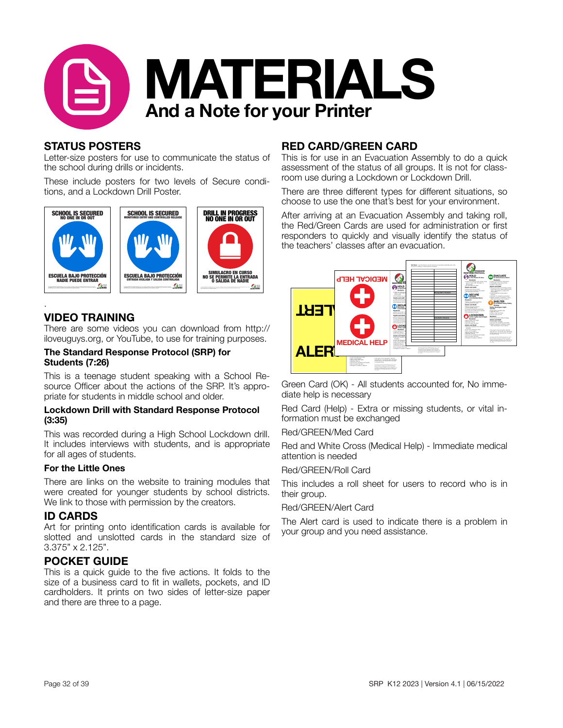# MATERIALS

## And a Note for your Printer

### STATUS POSTERS

Letter-size posters for use to communicate the status of the school during drills or incidents.

These include posters for two levels of Secure conditions, and a Lockdown Drill Poster.

### VIDEO TRAINING

There are some videos you can download from http://iloveguys.org, or YouTube, to use for training purposes.

**The Standard Response Protocol (SRP) for Students (7:26)**

This is a teenage student speaking with a School Resource Officer about the actions of the SRP. It's appropriate for students in middle school and older.

**Lockdown Drill with Standard Response Protocol (3:35)**

This was recorded during a High School Lockdown drill. It includes interviews with students, and is appropriate for all ages of students.

**For the Little Ones**

There are links on the website to training modules that were created for younger students by school districts. We link to those with permission by the creators.

### ID CARDS

Art for printing onto identification cards is available for slotted and unslotted cards in the standard size of 3.375" x 2.125".

### POCKET GUIDE

This is a quick guide to the five actions. It folds to the size of a business card to fit in wallets, pockets, and ID cardholders. It prints on two sides of letter-size paper and there are three to a page.

### RED CARD/GREEN CARD

This is for use in an Evacuation Assembly to do a quick assessment of the status of all groups. It is not for classroom use during a Lockdown or Lockdown Drill.

There are three different types for different situations, so choose to use the one that's best for your environment.

After arriving at an Evacuation Assembly and taking roll, the Red/Green Cards are used for administration or first responders to quickly and visually identify the status of the teachers' classes after an evacuation.

Green Card (OK) - All students accounted for, No immediate help is necessary

Red Card (Help) - Extra or missing students, or vital information must be exchanged

Red/GREEN/Med Card

Red and White Cross (Medical Help) - Immediate medical attention is needed

Red/GREEN/Roll Card

This includes a roll sheet for users to record who is in their group.

Red/GREEN/Alert Card

The Alert card is used to indicate there is a problem in your group and you need assistance.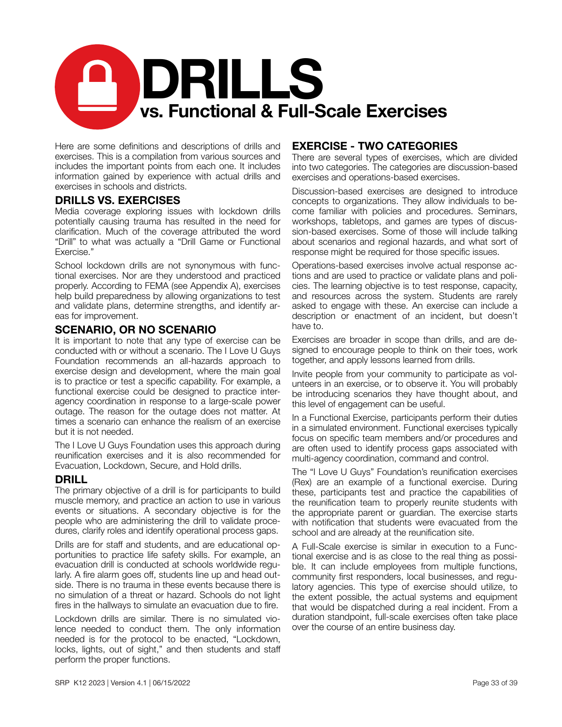# DRILLS

## vs. Functional & Full-Scale Exercises

Here are some definitions and descriptions of drills and exercises. This is a compilation from various sources and includes the important points from each one. It includes information gained by experience with actual drills and exercises in schools and districts.

### DRILLS VS. EXERCISES

Media coverage exploring issues with lockdown drills potentially causing trauma has resulted in the need for clarification. Much of the coverage attributed the word "Drill" to what was actually a "Drill Game or Functional Exercise."

School lockdown drills are not synonymous with functional exercises. Nor are they understood and practiced properly. According to FEMA (see Appendix A), exercises help build preparedness by allowing organizations to test and validate plans, determine strengths, and identify areas for improvement.

### SCENARIO, OR NO SCENARIO

It is important to note that any type of exercise can be conducted with or without a scenario. The I Love U Guys Foundation recommends an all-hazards approach to exercise design and development, where the main goal is to practice or test a specific capability. For example, a functional exercise could be designed to practice interagency coordination in response to a large-scale power outage. The reason for the outage does not matter. At times a scenario can enhance the realism of an exercise but it is not needed.

The I Love U Guys Foundation uses this approach during reunification exercises and it is also recommended for Evacuation, Lockdown, Secure, and Hold drills.

### DRILL

The primary objective of a drill is for participants to build muscle memory, and practice an action to use in various events or situations. A secondary objective is for the people who are administering the drill to validate procedures, clarify roles and identify operational process gaps.

Drills are for staff and students, and are educational opportunities to practice life safety skills. For example, an evacuation drill is conducted at schools worldwide regularly. A fire alarm goes off, students line up and head outside. There is no trauma in these events because there is no simulation of a threat or hazard. Schools do not light fires in the hallways to simulate an evacuation due to fire.

Lockdown drills are similar. There is no simulated violence needed to conduct them. The only information needed is for the protocol to be enacted, "Lockdown, locks, lights, out of sight," and then students and staff perform the proper functions.

### EXERCISE - TWO CATEGORIES

There are several types of exercises, which are divided into two categories. The categories are discussion-based exercises and operations-based exercises.

Discussion-based exercises are designed to introduce concepts to organizations. They allow individuals to become familiar with policies and procedures. Seminars, workshops, tabletops, and games are types of discussion-based exercises. Some of those will include talking about scenarios and regional hazards, and what sort of response might be required for those specific issues.

Operations-based exercises involve actual response actions and are used to practice or validate plans and policies. The learning objective is to test response, capacity, and resources across the system. Students are rarely asked to engage with these. An exercise can include a description or enactment of an incident, but doesn't have to.

Exercises are broader in scope than drills, and are designed to encourage people to think on their toes, work together, and apply lessons learned from drills.

Invite people from your community to participate as volunteers in an exercise, or to observe it. You will probably be introducing scenarios they have thought about, and this level of engagement can be useful.

In a Functional Exercise, participants perform their duties in a simulated environment. Functional exercises typically focus on specific team members and/or procedures and are often used to identify process gaps associated with multi-agency coordination, command and control.

The "I Love U Guys" Foundation's reunification exercises (Rex) are an example of a functional exercise. During these, participants test and practice the capabilities of the reunification team to properly reunite students with the appropriate parent or guardian. The exercise starts with notification that students were evacuated from the school and are already at the reunification site.

A Full-Scale exercise is similar in execution to a Functional exercise and is as close to the real thing as possible. It can include employees from multiple functions, community first responders, local businesses, and regulatory agencies. This type of exercise should utilize, to the extent possible, the actual systems and equipment that would be dispatched during a real incident. From a duration standpoint, full-scale exercises often take place over the course of an entire business day.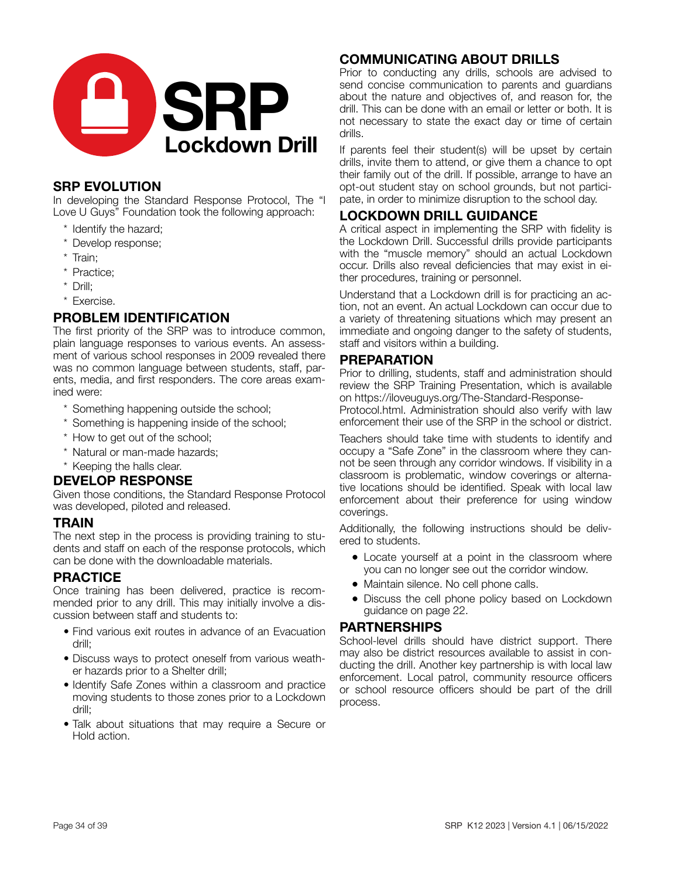# SRP Lockdown Drill

## SRP EVOLUTION

In developing the Standard Response Protocol, The "I Love U Guys" Foundation took the following approach:

* Identify the hazard;
* Develop response;
* Train;
* Practice;
* Drill;
* Exercise.

## PROBLEM IDENTIFICATION

The first priority of the SRP was to introduce common, plain language responses to various events. An assessment of various school responses in 2009 revealed there was no common language between students, staff, parents, media, and first responders. The core areas examined were:

* Something happening outside the school;
* Something is happening inside of the school;
* How to get out of the school;
* Natural or man-made hazards;
* Keeping the halls clear.

## DEVELOP RESPONSE

Given those conditions, the Standard Response Protocol was developed, piloted and released.

## TRAIN

The next step in the process is providing training to students and staff on each of the response protocols, which can be done with the downloadable materials.

## PRACTICE

Once training has been delivered, practice is recommended prior to any drill. This may initially involve a discussion between staff and students to:

- Find various exit routes in advance of an Evacuation drill;
- Discuss ways to protect oneself from various weather hazards prior to a Shelter drill;
- Identify Safe Zones within a classroom and practice moving students to those zones prior to a Lockdown drill;
- Talk about situations that may require a Secure or Hold action.

## COMMUNICATING ABOUT DRILLS

Prior to conducting any drills, schools are advised to send concise communication to parents and guardians about the nature and objectives of, and reason for, the drill. This can be done with an email or letter or both. It is not necessary to state the exact day or time of certain drills.

If parents feel their student(s) will be upset by certain drills, invite them to attend, or give them a chance to opt their family out of the drill. If possible, arrange to have an opt-out student stay on school grounds, but not participate, in order to minimize disruption to the school day.

## LOCKDOWN DRILL GUIDANCE

A critical aspect in implementing the SRP with fidelity is the Lockdown Drill. Successful drills provide participants with the "muscle memory" should an actual Lockdown occur. Drills also reveal deficiencies that may exist in either procedures, training or personnel.

Understand that a Lockdown drill is for practicing an action, not an event. An actual Lockdown can occur due to a variety of threatening situations which may present an immediate and ongoing danger to the safety of students, staff and visitors within a building.

## PREPARATION

Prior to drilling, students, staff and administration should review the SRP Training Presentation, which is available on https://iloveuguys.org/The-Standard-Response-Protocol.html. Administration should also verify with law enforcement their use of the SRP in the school or district.

Teachers should take time with students to identify and occupy a "Safe Zone" in the classroom where they cannot be seen through any corridor windows. If visibility in a classroom is problematic, window coverings or alternative locations should be identified. Speak with local law enforcement about their preference for using window coverings.

Additionally, the following instructions should be delivered to students.

- Locate yourself at a point in the classroom where you can no longer see out the corridor window.
- Maintain silence. No cell phone calls.
- Discuss the cell phone policy based on Lockdown guidance on page 22.

## PARTNERSHIPS

School-level drills should have district support. There may also be district resources available to assist in conducting the drill. Another key partnership is with local law enforcement. Local patrol, community resource officers or school resource officers should be part of the drill process.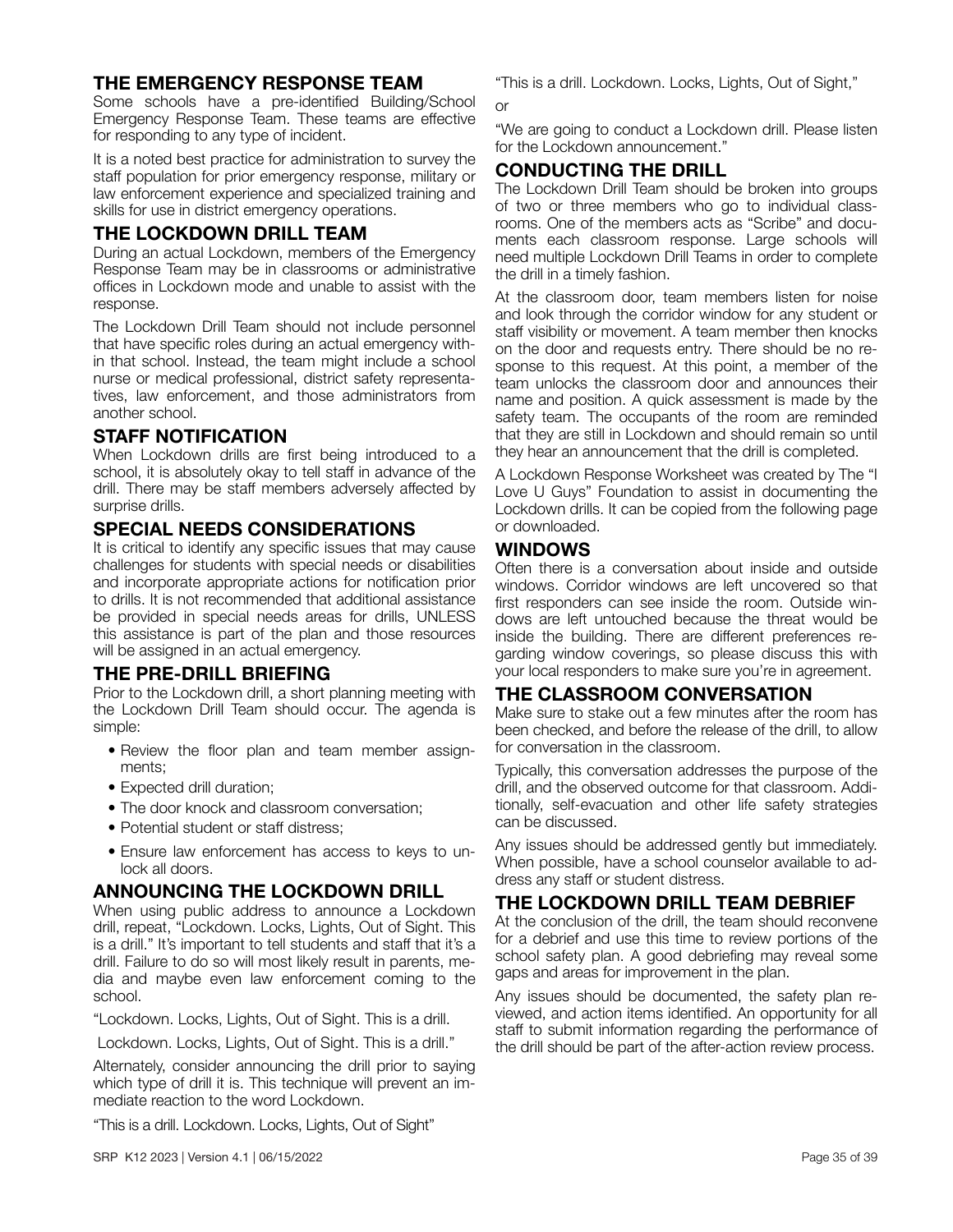## THE EMERGENCY RESPONSE TEAM

Some schools have a pre-identified Building/School Emergency Response Team. These teams are effective for responding to any type of incident.

It is a noted best practice for administration to survey the staff population for prior emergency response, military or law enforcement experience and specialized training and skills for use in district emergency operations.

## THE LOCKDOWN DRILL TEAM

During an actual Lockdown, members of the Emergency Response Team may be in classrooms or administrative offices in Lockdown mode and unable to assist with the response.

The Lockdown Drill Team should not include personnel that have specific roles during an actual emergency within that school. Instead, the team might include a school nurse or medical professional, district safety representatives, law enforcement, and those administrators from another school.

## STAFF NOTIFICATION

When Lockdown drills are first being introduced to a school, it is absolutely okay to tell staff in advance of the drill. There may be staff members adversely affected by surprise drills.

## SPECIAL NEEDS CONSIDERATIONS

It is critical to identify any specific issues that may cause challenges for students with special needs or disabilities and incorporate appropriate actions for notification prior to drills. It is not recommended that additional assistance be provided in special needs areas for drills, UNLESS this assistance is part of the plan and those resources will be assigned in an actual emergency.

## THE PRE-DRILL BRIEFING

Prior to the Lockdown drill, a short planning meeting with the Lockdown Drill Team should occur. The agenda is simple:

- Review the floor plan and team member assignments;
- Expected drill duration;
- The door knock and classroom conversation;
- Potential student or staff distress;
- Ensure law enforcement has access to keys to unlock all doors.

## ANNOUNCING THE LOCKDOWN DRILL

When using public address to announce a Lockdown drill, repeat, "Lockdown. Locks, Lights, Out of Sight. This is a drill." It's important to tell students and staff that it's a drill. Failure to do so will most likely result in parents, media and maybe even law enforcement coming to the school.

"Lockdown. Locks, Lights, Out of Sight. This is a drill.

Lockdown. Locks, Lights, Out of Sight. This is a drill."

Alternately, consider announcing the drill prior to saying which type of drill it is. This technique will prevent an immediate reaction to the word Lockdown.

"This is a drill. Lockdown. Locks, Lights, Out of Sight"

"This is a drill. Lockdown. Locks, Lights, Out of Sight,"

or

"We are going to conduct a Lockdown drill. Please listen for the Lockdown announcement."

## CONDUCTING THE DRILL

The Lockdown Drill Team should be broken into groups of two or three members who go to individual classrooms. One of the members acts as "Scribe" and documents each classroom response. Large schools will need multiple Lockdown Drill Teams in order to complete the drill in a timely fashion.

At the classroom door, team members listen for noise and look through the corridor window for any student or staff visibility or movement. A team member then knocks on the door and requests entry. There should be no response to this request. At this point, a member of the team unlocks the classroom door and announces their name and position. A quick assessment is made by the safety team. The occupants of the room are reminded that they are still in Lockdown and should remain so until they hear an announcement that the drill is completed.

A Lockdown Response Worksheet was created by The "I Love U Guys" Foundation to assist in documenting the Lockdown drills. It can be copied from the following page or downloaded.

## WINDOWS

Often there is a conversation about inside and outside windows. Corridor windows are left uncovered so that first responders can see inside the room. Outside windows are left untouched because the threat would be inside the building. There are different preferences regarding window coverings, so please discuss this with your local responders to make sure you're in agreement.

## THE CLASSROOM CONVERSATION

Make sure to stake out a few minutes after the room has been checked, and before the release of the drill, to allow for conversation in the classroom.

Typically, this conversation addresses the purpose of the drill, and the observed outcome for that classroom. Additionally, self-evacuation and other life safety strategies can be discussed.

Any issues should be addressed gently but immediately. When possible, have a school counselor available to address any staff or student distress.

## THE LOCKDOWN DRILL TEAM DEBRIEF

At the conclusion of the drill, the team should reconvene for a debrief and use this time to review portions of the school safety plan. A good debriefing may reveal some gaps and areas for improvement in the plan.

Any issues should be documented, the safety plan reviewed, and action items identified. An opportunity for all staff to submit information regarding the performance of the drill should be part of the after-action review process.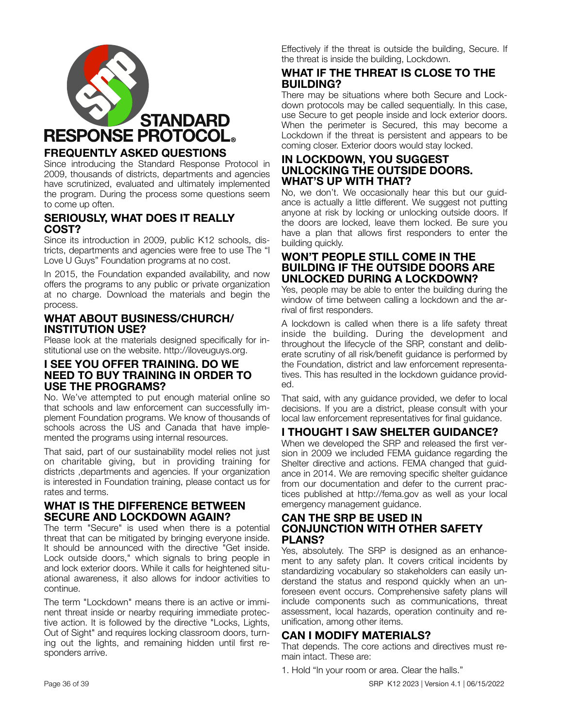# STANDARD RESPONSE PROTOCOL®

## FREQUENTLY ASKED QUESTIONS

Since introducing the Standard Response Protocol in 2009, thousands of districts, departments and agencies have scrutinized, evaluated and ultimately implemented the program. During the process some questions seem to come up often.

### SERIOUSLY, WHAT DOES IT REALLY COST?

Since its introduction in 2009, public K12 schools, districts, departments and agencies were free to use The "I Love U Guys" Foundation programs at no cost.

In 2015, the Foundation expanded availability, and now offers the programs to any public or private organization at no charge. Download the materials and begin the process.

### WHAT ABOUT BUSINESS/CHURCH/ INSTITUTION USE?

Please look at the materials designed specifically for institutional use on the website. http://iloveuguys.org.

### I SEE YOU OFFER TRAINING. DO WE NEED TO BUY TRAINING IN ORDER TO USE THE PROGRAMS?

No. We've attempted to put enough material online so that schools and law enforcement can successfully implement Foundation programs. We know of thousands of schools across the US and Canada that have implemented the programs using internal resources.

That said, part of our sustainability model relies not just on charitable giving, but in providing training for districts ,departments and agencies. If your organization is interested in Foundation training, please contact us for rates and terms.

### WHAT IS THE DIFFERENCE BETWEEN SECURE AND LOCKDOWN AGAIN?

The term "Secure" is used when there is a potential threat that can be mitigated by bringing everyone inside. It should be announced with the directive "Get inside. Lock outside doors," which signals to bring people in and lock exterior doors. While it calls for heightened situational awareness, it also allows for indoor activities to continue.

The term "Lockdown" means there is an active or imminent threat inside or nearby requiring immediate protective action. It is followed by the directive "Locks, Lights, Out of Sight" and requires locking classroom doors, turning out the lights, and remaining hidden until first responders arrive.

Effectively if the threat is outside the building, Secure. If the threat is inside the building, Lockdown.

### WHAT IF THE THREAT IS CLOSE TO THE BUILDING?

There may be situations where both Secure and Lockdown protocols may be called sequentially. In this case, use Secure to get people inside and lock exterior doors. When the perimeter is Secured, this may become a Lockdown if the threat is persistent and appears to be coming closer. Exterior doors would stay locked.

### IN LOCKDOWN, YOU SUGGEST UNLOCKING THE OUTSIDE DOORS. WHAT'S UP WITH THAT?

No, we don't. We occasionally hear this but our guidance is actually a little different. We suggest not putting anyone at risk by locking or unlocking outside doors. If the doors are locked, leave them locked. Be sure you have a plan that allows first responders to enter the building quickly.

### WON'T PEOPLE STILL COME IN THE BUILDING IF THE OUTSIDE DOORS ARE UNLOCKED DURING A LOCKDOWN?

Yes, people may be able to enter the building during the window of time between calling a lockdown and the arrival of first responders.

A lockdown is called when there is a life safety threat inside the building. During the development and throughout the lifecycle of the SRP, constant and deliberate scrutiny of all risk/benefit guidance is performed by the Foundation, district and law enforcement representatives. This has resulted in the lockdown guidance provided.

That said, with any guidance provided, we defer to local decisions. If you are a district, please consult with your local law enforcement representatives for final guidance.

### I THOUGHT I SAW SHELTER GUIDANCE?

When we developed the SRP and released the first version in 2009 we included FEMA guidance regarding the Shelter directive and actions. FEMA changed that guidance in 2014. We are removing specific shelter guidance from our documentation and defer to the current practices published at http://fema.gov as well as your local emergency management guidance.

### CAN THE SRP BE USED IN CONJUNCTION WITH OTHER SAFETY PLANS?

Yes, absolutely. The SRP is designed as an enhancement to any safety plan. It covers critical incidents by standardizing vocabulary so stakeholders can easily understand the status and respond quickly when an unforeseen event occurs. Comprehensive safety plans will include components such as communications, threat assessment, local hazards, operation continuity and reunification, among other items.

### CAN I MODIFY MATERIALS?

That depends. The core actions and directives must remain intact. These are:

1. Hold "In your room or area. Clear the halls."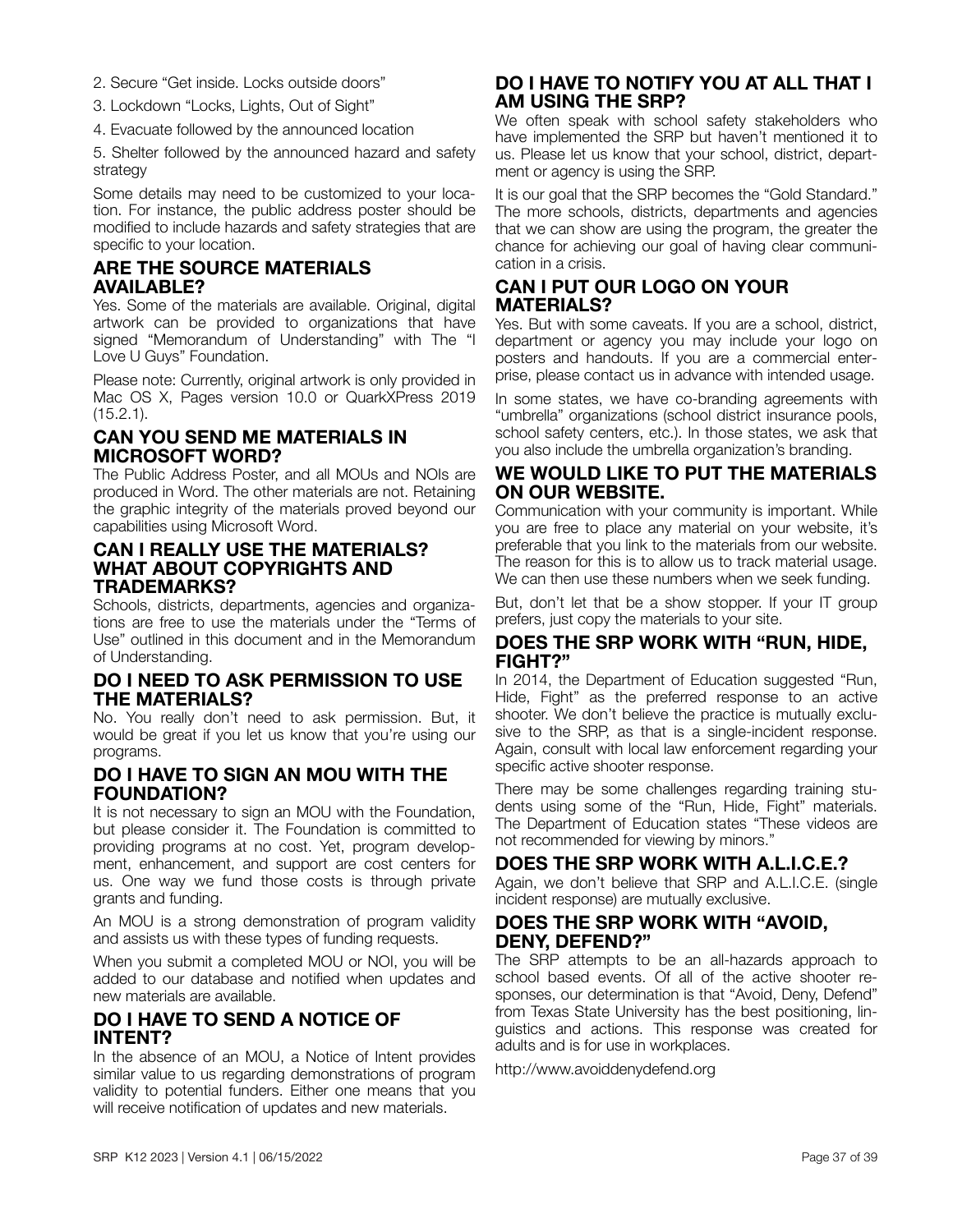2. Secure "Get inside. Locks outside doors"

3. Lockdown "Locks, Lights, Out of Sight"

4. Evacuate followed by the announced location

5. Shelter followed by the announced hazard and safety strategy

Some details may need to be customized to your location. For instance, the public address poster should be modified to include hazards and safety strategies that are specific to your location.

## ARE THE SOURCE MATERIALS AVAILABLE?

Yes. Some of the materials are available. Original, digital artwork can be provided to organizations that have signed "Memorandum of Understanding" with The "I Love U Guys" Foundation.

Please note: Currently, original artwork is only provided in Mac OS X, Pages version 10.0 or QuarkXPress 2019 (15.2.1).

## CAN YOU SEND ME MATERIALS IN MICROSOFT WORD?

The Public Address Poster, and all MOUs and NOIs are produced in Word. The other materials are not. Retaining the graphic integrity of the materials proved beyond our capabilities using Microsoft Word.

## CAN I REALLY USE THE MATERIALS? WHAT ABOUT COPYRIGHTS AND TRADEMARKS?

Schools, districts, departments, agencies and organizations are free to use the materials under the "Terms of Use" outlined in this document and in the Memorandum of Understanding.

## DO I NEED TO ASK PERMISSION TO USE THE MATERIALS?

No. You really don't need to ask permission. But, it would be great if you let us know that you're using our programs.

## DO I HAVE TO SIGN AN MOU WITH THE FOUNDATION?

It is not necessary to sign an MOU with the Foundation, but please consider it. The Foundation is committed to providing programs at no cost. Yet, program development, enhancement, and support are cost centers for us. One way we fund those costs is through private grants and funding.

An MOU is a strong demonstration of program validity and assists us with these types of funding requests.

When you submit a completed MOU or NOI, you will be added to our database and notified when updates and new materials are available.

## DO I HAVE TO SEND A NOTICE OF INTENT?

In the absence of an MOU, a Notice of Intent provides similar value to us regarding demonstrations of program validity to potential funders. Either one means that you will receive notification of updates and new materials.

## DO I HAVE TO NOTIFY YOU AT ALL THAT I AM USING THE SRP?

We often speak with school safety stakeholders who have implemented the SRP but haven't mentioned it to us. Please let us know that your school, district, department or agency is using the SRP.

It is our goal that the SRP becomes the "Gold Standard." The more schools, districts, departments and agencies that we can show are using the program, the greater the chance for achieving our goal of having clear communication in a crisis.

## CAN I PUT OUR LOGO ON YOUR MATERIALS?

Yes. But with some caveats. If you are a school, district, department or agency you may include your logo on posters and handouts. If you are a commercial enterprise, please contact us in advance with intended usage.

In some states, we have co-branding agreements with "umbrella" organizations (school district insurance pools, school safety centers, etc.). In those states, we ask that you also include the umbrella organization's branding.

## WE WOULD LIKE TO PUT THE MATERIALS ON OUR WEBSITE.

Communication with your community is important. While you are free to place any material on your website, it's preferable that you link to the materials from our website. The reason for this is to allow us to track material usage. We can then use these numbers when we seek funding.

But, don't let that be a show stopper. If your IT group prefers, just copy the materials to your site.

## DOES THE SRP WORK WITH "RUN, HIDE, FIGHT?"

In 2014, the Department of Education suggested "Run, Hide, Fight" as the preferred response to an active shooter. We don't believe the practice is mutually exclusive to the SRP, as that is a single-incident response. Again, consult with local law enforcement regarding your specific active shooter response.

There may be some challenges regarding training students using some of the "Run, Hide, Fight" materials. The Department of Education states "These videos are not recommended for viewing by minors."

## DOES THE SRP WORK WITH A.L.I.C.E.?

Again, we don't believe that SRP and A.L.I.C.E. (single incident response) are mutually exclusive.

## DOES THE SRP WORK WITH "AVOID, DENY, DEFEND?"

The SRP attempts to be an all-hazards approach to school based events. Of all of the active shooter responses, our determination is that "Avoid, Deny, Defend" from Texas State University has the best positioning, linguistics and actions. This response was created for adults and is for use in workplaces.

http://www.avoiddenydefend.org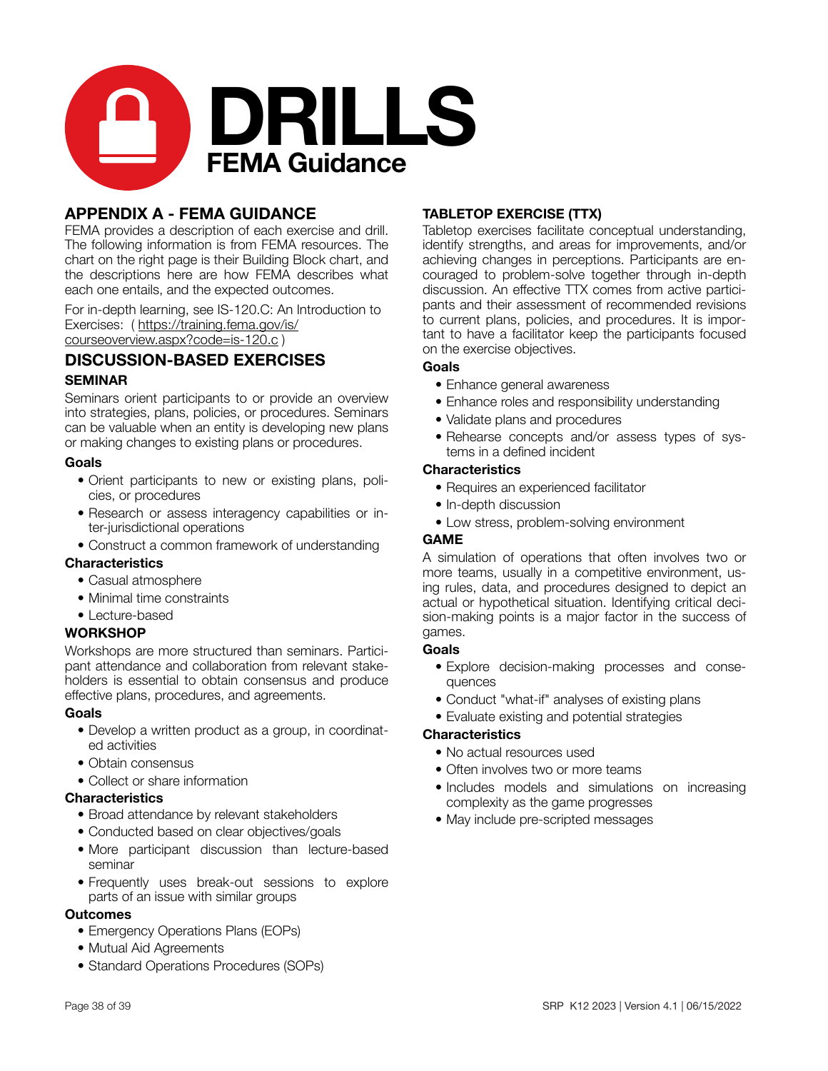# DRILLS

## FEMA Guidance

## APPENDIX A - FEMA GUIDANCE

FEMA provides a description of each exercise and drill. The following information is from FEMA resources. The chart on the right page is their Building Block chart, and the descriptions here are how FEMA describes what each one entails, and the expected outcomes.

For in-depth learning, see IS-120.C: An Introduction to Exercises: ( https://training.fema.gov/is/courseoverview.aspx?code=is-120.c )

## DISCUSSION-BASED EXERCISES

### SEMINAR

Seminars orient participants to or provide an overview into strategies, plans, policies, or procedures. Seminars can be valuable when an entity is developing new plans or making changes to existing plans or procedures.

**Goals**

- Orient participants to new or existing plans, policies, or procedures
- Research or assess interagency capabilities or inter-jurisdictional operations
- Construct a common framework of understanding

**Characteristics**

- Casual atmosphere
- Minimal time constraints
- Lecture-based

### WORKSHOP

Workshops are more structured than seminars. Participant attendance and collaboration from relevant stakeholders is essential to obtain consensus and produce effective plans, procedures, and agreements.

**Goals**

- Develop a written product as a group, in coordinated activities
- Obtain consensus
- Collect or share information

**Characteristics**

- Broad attendance by relevant stakeholders
- Conducted based on clear objectives/goals
- More participant discussion than lecture-based seminar
- Frequently uses break-out sessions to explore parts of an issue with similar groups

**Outcomes**

- Emergency Operations Plans (EOPs)
- Mutual Aid Agreements
- Standard Operations Procedures (SOPs)

### TABLETOP EXERCISE (TTX)

Tabletop exercises facilitate conceptual understanding, identify strengths, and areas for improvements, and/or achieving changes in perceptions. Participants are encouraged to problem-solve together through in-depth discussion. An effective TTX comes from active participants and their assessment of recommended revisions to current plans, policies, and procedures. It is important to have a facilitator keep the participants focused on the exercise objectives.

**Goals**

- Enhance general awareness
- Enhance roles and responsibility understanding
- Validate plans and procedures
- Rehearse concepts and/or assess types of systems in a defined incident

**Characteristics**

- Requires an experienced facilitator
- In-depth discussion
- Low stress, problem-solving environment

### GAME

A simulation of operations that often involves two or more teams, usually in a competitive environment, using rules, data, and procedures designed to depict an actual or hypothetical situation. Identifying critical decision-making points is a major factor in the success of games.

**Goals**

- Explore decision-making processes and consequences
- Conduct "what-if" analyses of existing plans
- Evaluate existing and potential strategies

**Characteristics**

- No actual resources used
- Often involves two or more teams
- Includes models and simulations on increasing complexity as the game progresses
- May include pre-scripted messages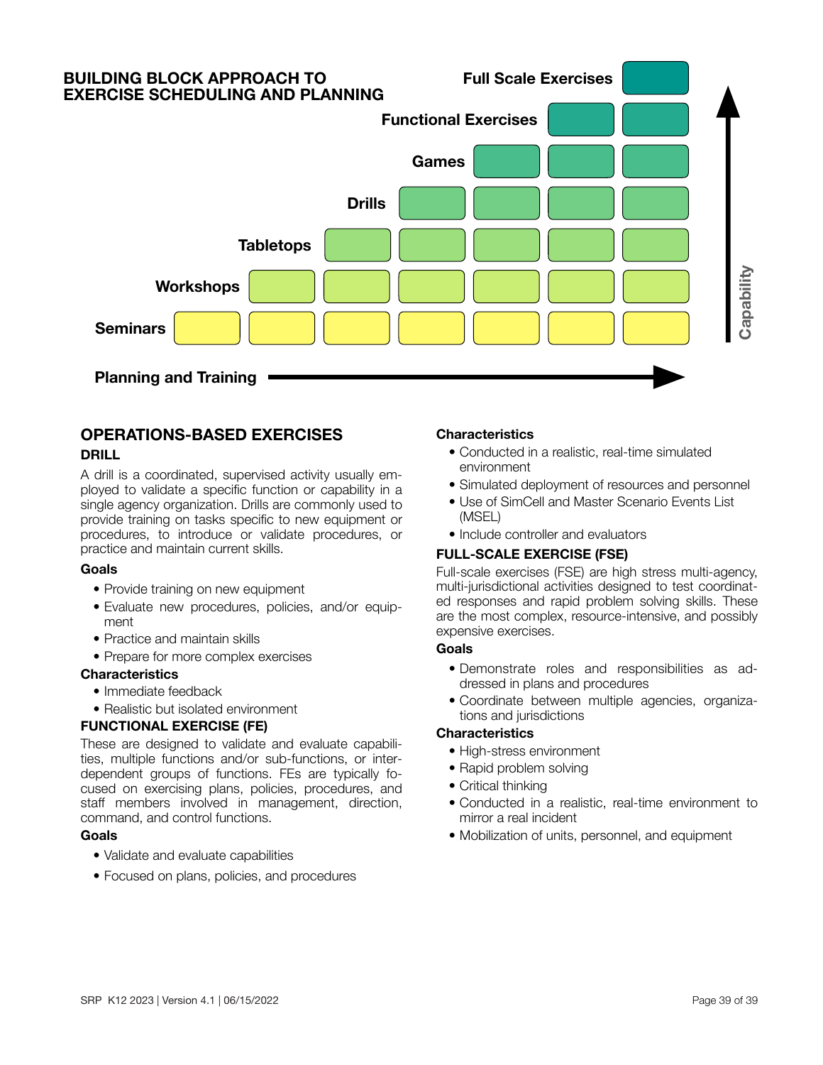## BUILDING BLOCK APPROACH TO EXERCISE SCHEDULING AND PLANNING

Full Scale Exercises

Functional Exercises

Games

Drills

Tabletops

Workshops

Seminars

Planning and Training

Capability

## OPERATIONS-BASED EXERCISES

### DRILL

A drill is a coordinated, supervised activity usually employed to validate a specific function or capability in a single agency organization. Drills are commonly used to provide training on tasks specific to new equipment or procedures, to introduce or validate procedures, or practice and maintain current skills.

**Goals**

- Provide training on new equipment
- Evaluate new procedures, policies, and/or equipment
- Practice and maintain skills
- Prepare for more complex exercises

**Characteristics**

- Immediate feedback
- Realistic but isolated environment

### FUNCTIONAL EXERCISE (FE)

These are designed to validate and evaluate capabilities, multiple functions and/or sub-functions, or interdependent groups of functions. FEs are typically focused on exercising plans, policies, procedures, and staff members involved in management, direction, command, and control functions.

**Goals**

- Validate and evaluate capabilities
- Focused on plans, policies, and procedures

**Characteristics**

- Conducted in a realistic, real-time simulated environment
- Simulated deployment of resources and personnel
- Use of SimCell and Master Scenario Events List (MSEL)
- Include controller and evaluators

### FULL-SCALE EXERCISE (FSE)

Full-scale exercises (FSE) are high stress multi-agency, multi-jurisdictional activities designed to test coordinated responses and rapid problem solving skills. These are the most complex, resource-intensive, and possibly expensive exercises.

**Goals**

- Demonstrate roles and responsibilities as addressed in plans and procedures
- Coordinate between multiple agencies, organizations and jurisdictions

**Characteristics**

- High-stress environment
- Rapid problem solving
- Critical thinking
- Conducted in a realistic, real-time environment to mirror a real incident
- Mobilization of units, personnel, and equipment